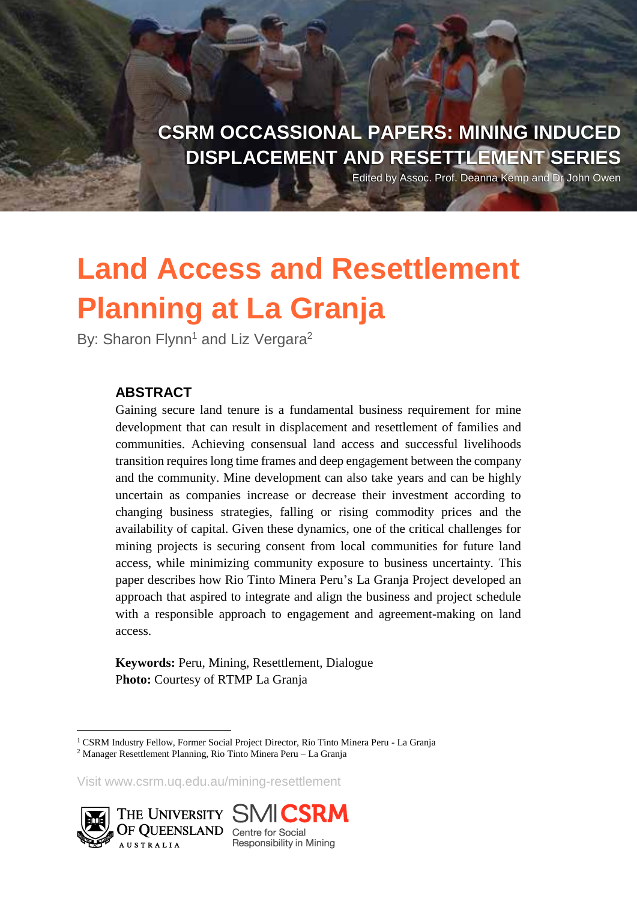CSRM OCCASSIONAL PAPERS: MINING INDUCED DISPLACEMENT AND RESETTLEMENT SERIES

Edited by Assoc. Prof. Deanna Kemp and Dr John Owen

# Land Access and Resettlement Planning at La Granja

By: Sharon Flynn[1] and Liz Vergara[2]

## ABSTRACT

Gaining secure land tenure is a fundamental business requirement for mine development that can result in displacement and resettlement of families and communities. Achieving consensual land access and successful livelihoods transition requires long time frames and deep engagement between the company and the community. Mine development can also take years and can be highly uncertain as companies increase or decrease their investment according to changing business strategies, falling or rising commodity prices and the availability of capital. Given these dynamics, one of the critical challenges for mining projects is securing consent from local communities for future land access, while minimizing community exposure to business uncertainty. This paper describes how Rio Tinto Minera Peru's La Granja Project developed an approach that aspired to integrate and align the business and project schedule with a responsible approach to engagement and agreement-making on land access.

**Keywords:** Peru, Mining, Resettlement, Dialogue
**Photo:** Courtesy of RTMP La Granja

[1] CSRM Industry Fellow, Former Social Project Director, Rio Tinto Minera Peru - La Granja
[2] Manager Resettlement Planning, Rio Tinto Minera Peru – La Granja

Visit www.csrm.uq.edu.au/mining-resettlement

The University of Queensland Australia | SMI CSRM Centre for Social Responsibility in Mining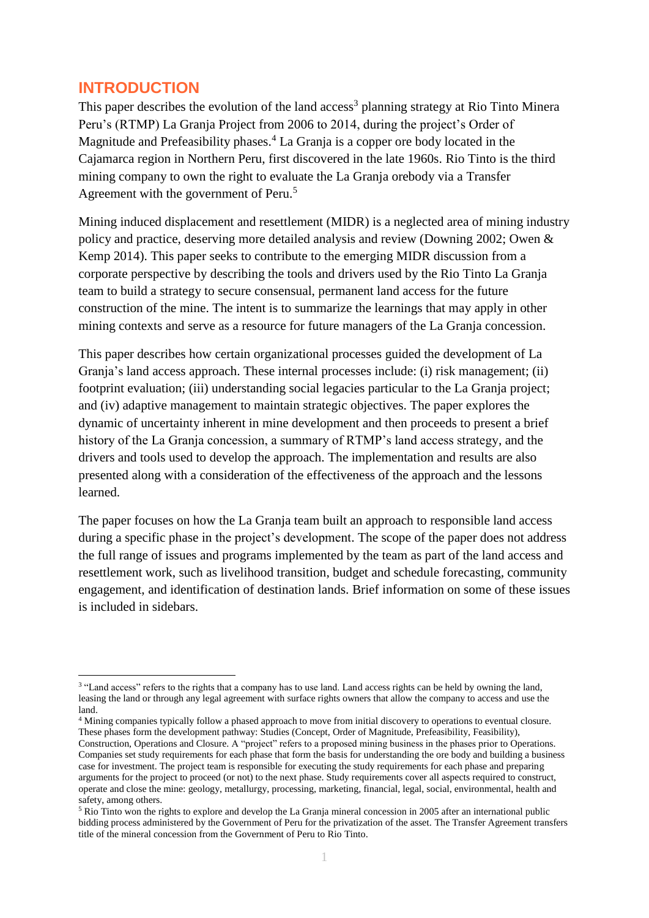## INTRODUCTION

This paper describes the evolution of the land access[3] planning strategy at Rio Tinto Minera Peru's (RTMP) La Granja Project from 2006 to 2014, during the project's Order of Magnitude and Prefeasibility phases.[4] La Granja is a copper ore body located in the Cajamarca region in Northern Peru, first discovered in the late 1960s. Rio Tinto is the third mining company to own the right to evaluate the La Granja orebody via a Transfer Agreement with the government of Peru.[5]

Mining induced displacement and resettlement (MIDR) is a neglected area of mining industry policy and practice, deserving more detailed analysis and review (Downing 2002; Owen & Kemp 2014). This paper seeks to contribute to the emerging MIDR discussion from a corporate perspective by describing the tools and drivers used by the Rio Tinto La Granja team to build a strategy to secure consensual, permanent land access for the future construction of the mine. The intent is to summarize the learnings that may apply in other mining contexts and serve as a resource for future managers of the La Granja concession.

This paper describes how certain organizational processes guided the development of La Granja's land access approach. These internal processes include: (i) risk management; (ii) footprint evaluation; (iii) understanding social legacies particular to the La Granja project; and (iv) adaptive management to maintain strategic objectives. The paper explores the dynamic of uncertainty inherent in mine development and then proceeds to present a brief history of the La Granja concession, a summary of RTMP's land access strategy, and the drivers and tools used to develop the approach. The implementation and results are also presented along with a consideration of the effectiveness of the approach and the lessons learned.

The paper focuses on how the La Granja team built an approach to responsible land access during a specific phase in the project's development. The scope of the paper does not address the full range of issues and programs implemented by the team as part of the land access and resettlement work, such as livelihood transition, budget and schedule forecasting, community engagement, and identification of destination lands. Brief information on some of these issues is included in sidebars.

---

[3] "Land access" refers to the rights that a company has to use land. Land access rights can be held by owning the land, leasing the land or through any legal agreement with surface rights owners that allow the company to access and use the land.

[4] Mining companies typically follow a phased approach to move from initial discovery to operations to eventual closure. These phases form the development pathway: Studies (Concept, Order of Magnitude, Prefeasibility, Feasibility), Construction, Operations and Closure. A "project" refers to a proposed mining business in the phases prior to Operations. Companies set study requirements for each phase that form the basis for understanding the ore body and building a business case for investment. The project team is responsible for executing the study requirements for each phase and preparing arguments for the project to proceed (or not) to the next phase. Study requirements cover all aspects required to construct, operate and close the mine: geology, metallurgy, processing, marketing, financial, legal, social, environmental, health and safety, among others.

[5] Rio Tinto won the rights to explore and develop the La Granja mineral concession in 2005 after an international public bidding process administered by the Government of Peru for the privatization of the asset. The Transfer Agreement transfers title of the mineral concession from the Government of Peru to Rio Tinto.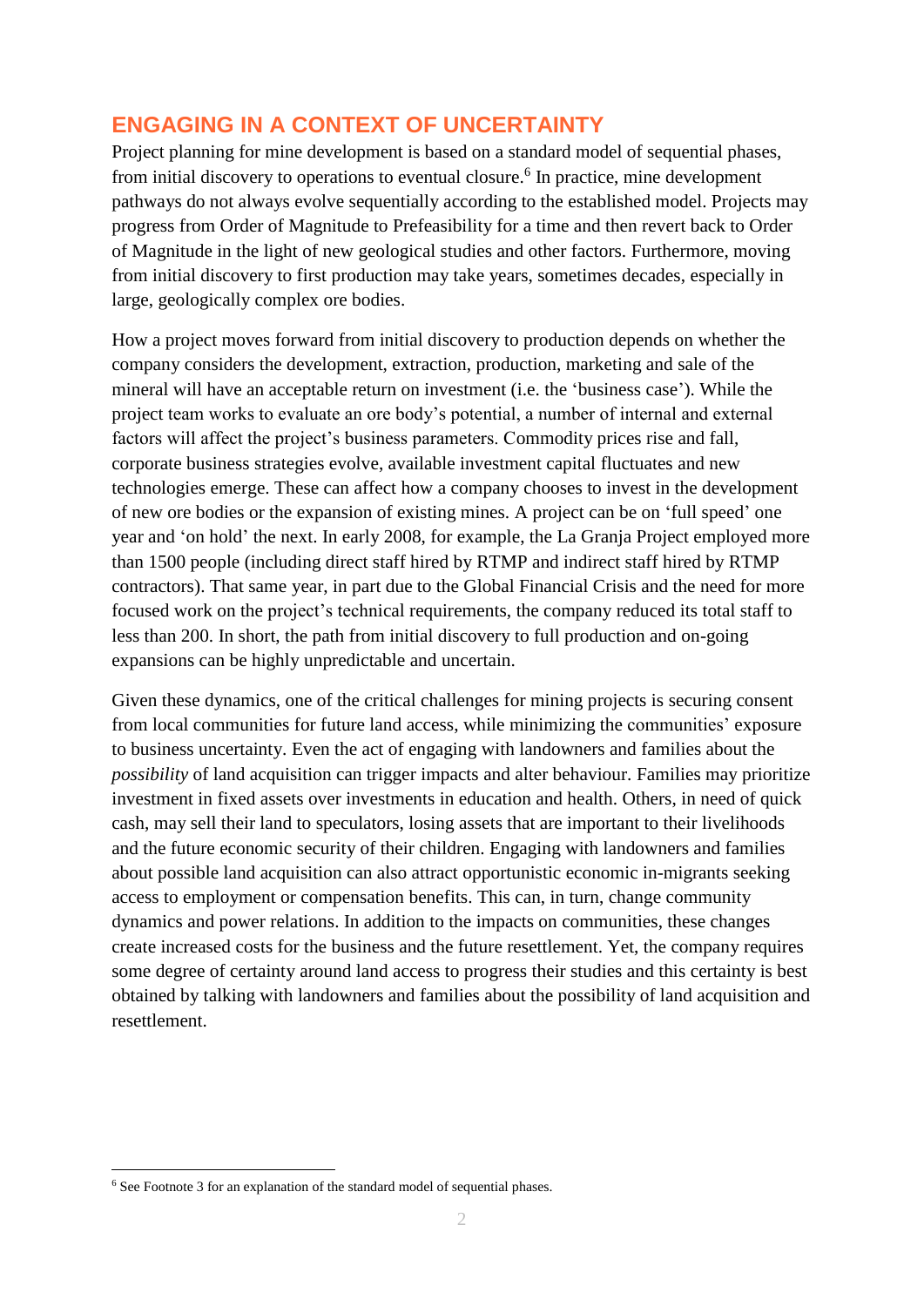## ENGAGING IN A CONTEXT OF UNCERTAINTY

Project planning for mine development is based on a standard model of sequential phases, from initial discovery to operations to eventual closure.[6] In practice, mine development pathways do not always evolve sequentially according to the established model. Projects may progress from Order of Magnitude to Prefeasibility for a time and then revert back to Order of Magnitude in the light of new geological studies and other factors. Furthermore, moving from initial discovery to first production may take years, sometimes decades, especially in large, geologically complex ore bodies.

How a project moves forward from initial discovery to production depends on whether the company considers the development, extraction, production, marketing and sale of the mineral will have an acceptable return on investment (i.e. the 'business case'). While the project team works to evaluate an ore body's potential, a number of internal and external factors will affect the project's business parameters. Commodity prices rise and fall, corporate business strategies evolve, available investment capital fluctuates and new technologies emerge. These can affect how a company chooses to invest in the development of new ore bodies or the expansion of existing mines. A project can be on 'full speed' one year and 'on hold' the next. In early 2008, for example, the La Granja Project employed more than 1500 people (including direct staff hired by RTMP and indirect staff hired by RTMP contractors). That same year, in part due to the Global Financial Crisis and the need for more focused work on the project's technical requirements, the company reduced its total staff to less than 200. In short, the path from initial discovery to full production and on-going expansions can be highly unpredictable and uncertain.

Given these dynamics, one of the critical challenges for mining projects is securing consent from local communities for future land access, while minimizing the communities' exposure to business uncertainty. Even the act of engaging with landowners and families about the *possibility* of land acquisition can trigger impacts and alter behaviour. Families may prioritize investment in fixed assets over investments in education and health. Others, in need of quick cash, may sell their land to speculators, losing assets that are important to their livelihoods and the future economic security of their children. Engaging with landowners and families about possible land acquisition can also attract opportunistic economic in-migrants seeking access to employment or compensation benefits. This can, in turn, change community dynamics and power relations. In addition to the impacts on communities, these changes create increased costs for the business and the future resettlement. Yet, the company requires some degree of certainty around land access to progress their studies and this certainty is best obtained by talking with landowners and families about the possibility of land acquisition and resettlement.

[6] See Footnote 3 for an explanation of the standard model of sequential phases.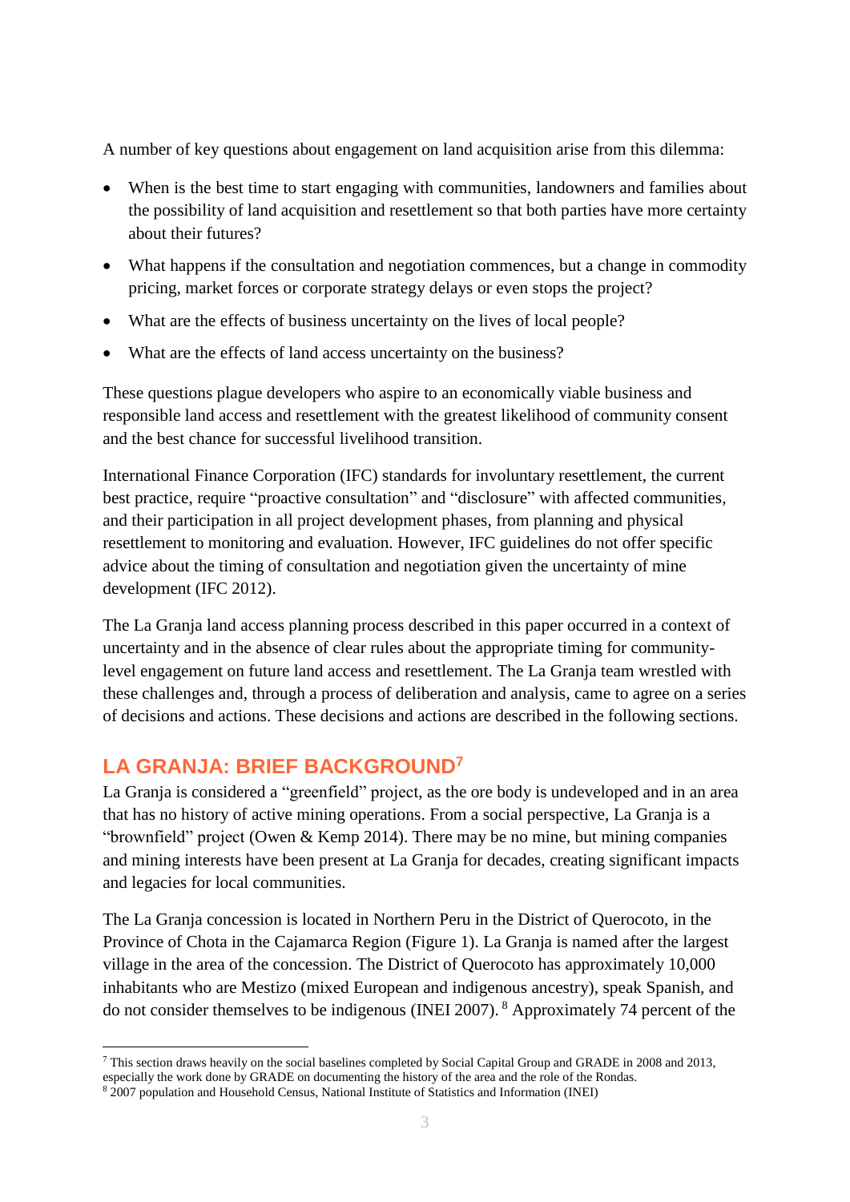A number of key questions about engagement on land acquisition arise from this dilemma:

- When is the best time to start engaging with communities, landowners and families about the possibility of land acquisition and resettlement so that both parties have more certainty about their futures?
- What happens if the consultation and negotiation commences, but a change in commodity pricing, market forces or corporate strategy delays or even stops the project?
- What are the effects of business uncertainty on the lives of local people?
- What are the effects of land access uncertainty on the business?

These questions plague developers who aspire to an economically viable business and responsible land access and resettlement with the greatest likelihood of community consent and the best chance for successful livelihood transition.

International Finance Corporation (IFC) standards for involuntary resettlement, the current best practice, require "proactive consultation" and "disclosure" with affected communities, and their participation in all project development phases, from planning and physical resettlement to monitoring and evaluation. However, IFC guidelines do not offer specific advice about the timing of consultation and negotiation given the uncertainty of mine development (IFC 2012).

The La Granja land access planning process described in this paper occurred in a context of uncertainty and in the absence of clear rules about the appropriate timing for community-level engagement on future land access and resettlement. The La Granja team wrestled with these challenges and, through a process of deliberation and analysis, came to agree on a series of decisions and actions. These decisions and actions are described in the following sections.

## LA GRANJA: BRIEF BACKGROUND[7]

La Granja is considered a "greenfield" project, as the ore body is undeveloped and in an area that has no history of active mining operations. From a social perspective, La Granja is a "brownfield" project (Owen & Kemp 2014). There may be no mine, but mining companies and mining interests have been present at La Granja for decades, creating significant impacts and legacies for local communities.

The La Granja concession is located in Northern Peru in the District of Querocoto, in the Province of Chota in the Cajamarca Region (Figure 1). La Granja is named after the largest village in the area of the concession. The District of Querocoto has approximately 10,000 inhabitants who are Mestizo (mixed European and indigenous ancestry), speak Spanish, and do not consider themselves to be indigenous (INEI 2007).[8] Approximately 74 percent of the

---

[7] This section draws heavily on the social baselines completed by Social Capital Group and GRADE in 2008 and 2013, especially the work done by GRADE on documenting the history of the area and the role of the Rondas.

[8] 2007 population and Household Census, National Institute of Statistics and Information (INEI)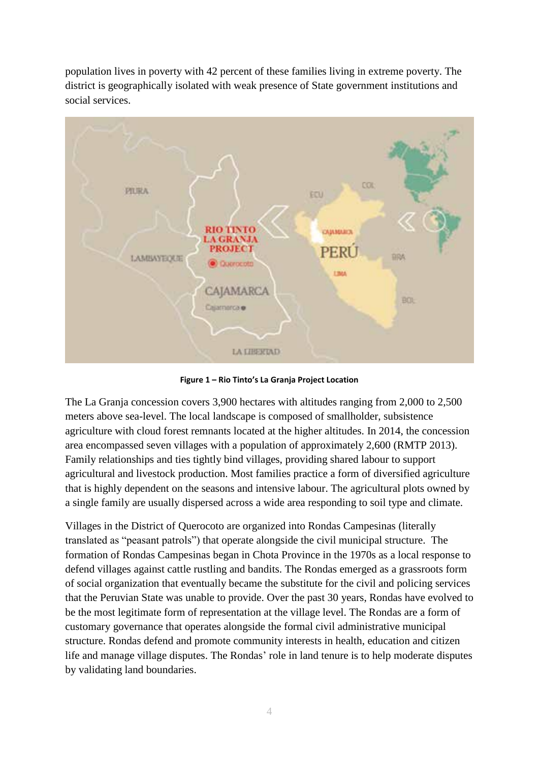population lives in poverty with 42 percent of these families living in extreme poverty. The district is geographically isolated with weak presence of State government institutions and social services.

**Figure 1 – Rio Tinto's La Granja Project Location**

The La Granja concession covers 3,900 hectares with altitudes ranging from 2,000 to 2,500 meters above sea-level. The local landscape is composed of smallholder, subsistence agriculture with cloud forest remnants located at the higher altitudes. In 2014, the concession area encompassed seven villages with a population of approximately 2,600 (RMTP 2013). Family relationships and ties tightly bind villages, providing shared labour to support agricultural and livestock production. Most families practice a form of diversified agriculture that is highly dependent on the seasons and intensive labour. The agricultural plots owned by a single family are usually dispersed across a wide area responding to soil type and climate.

Villages in the District of Querocoto are organized into Rondas Campesinas (literally translated as "peasant patrols") that operate alongside the civil municipal structure. The formation of Rondas Campesinas began in Chota Province in the 1970s as a local response to defend villages against cattle rustling and bandits. The Rondas emerged as a grassroots form of social organization that eventually became the substitute for the civil and policing services that the Peruvian State was unable to provide. Over the past 30 years, Rondas have evolved to be the most legitimate form of representation at the village level. The Rondas are a form of customary governance that operates alongside the formal civil administrative municipal structure. Rondas defend and promote community interests in health, education and citizen life and manage village disputes. The Rondas' role in land tenure is to help moderate disputes by validating land boundaries.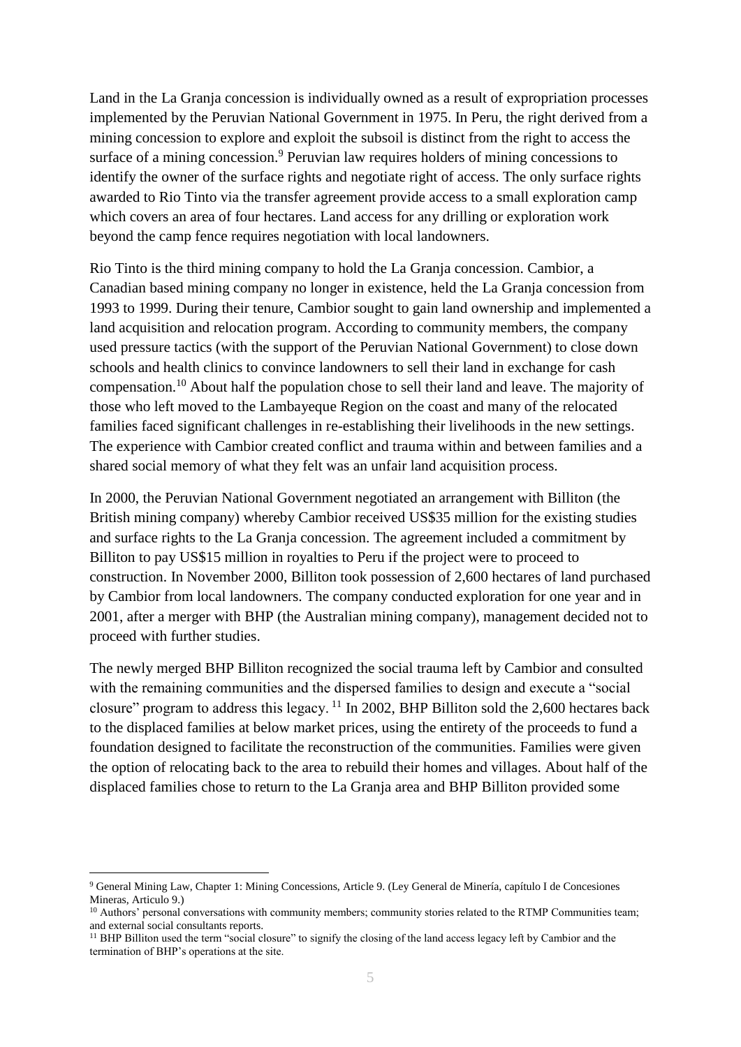Land in the La Granja concession is individually owned as a result of expropriation processes implemented by the Peruvian National Government in 1975. In Peru, the right derived from a mining concession to explore and exploit the subsoil is distinct from the right to access the surface of a mining concession.[9] Peruvian law requires holders of mining concessions to identify the owner of the surface rights and negotiate right of access. The only surface rights awarded to Rio Tinto via the transfer agreement provide access to a small exploration camp which covers an area of four hectares. Land access for any drilling or exploration work beyond the camp fence requires negotiation with local landowners.

Rio Tinto is the third mining company to hold the La Granja concession. Cambior, a Canadian based mining company no longer in existence, held the La Granja concession from 1993 to 1999. During their tenure, Cambior sought to gain land ownership and implemented a land acquisition and relocation program. According to community members, the company used pressure tactics (with the support of the Peruvian National Government) to close down schools and health clinics to convince landowners to sell their land in exchange for cash compensation.[10] About half the population chose to sell their land and leave. The majority of those who left moved to the Lambayeque Region on the coast and many of the relocated families faced significant challenges in re-establishing their livelihoods in the new settings. The experience with Cambior created conflict and trauma within and between families and a shared social memory of what they felt was an unfair land acquisition process.

In 2000, the Peruvian National Government negotiated an arrangement with Billiton (the British mining company) whereby Cambior received US$35 million for the existing studies and surface rights to the La Granja concession. The agreement included a commitment by Billiton to pay US$15 million in royalties to Peru if the project were to proceed to construction. In November 2000, Billiton took possession of 2,600 hectares of land purchased by Cambior from local landowners. The company conducted exploration for one year and in 2001, after a merger with BHP (the Australian mining company), management decided not to proceed with further studies.

The newly merged BHP Billiton recognized the social trauma left by Cambior and consulted with the remaining communities and the dispersed families to design and execute a "social closure" program to address this legacy.[11] In 2002, BHP Billiton sold the 2,600 hectares back to the displaced families at below market prices, using the entirety of the proceeds to fund a foundation designed to facilitate the reconstruction of the communities. Families were given the option of relocating back to the area to rebuild their homes and villages. About half of the displaced families chose to return to the La Granja area and BHP Billiton provided some

---

[9] General Mining Law, Chapter 1: Mining Concessions, Article 9. (Ley General de Minería, capítulo I de Concesiones Mineras, Articulo 9.)

[10] Authors' personal conversations with community members; community stories related to the RTMP Communities team; and external social consultants reports.

[11] BHP Billiton used the term "social closure" to signify the closing of the land access legacy left by Cambior and the termination of BHP's operations at the site.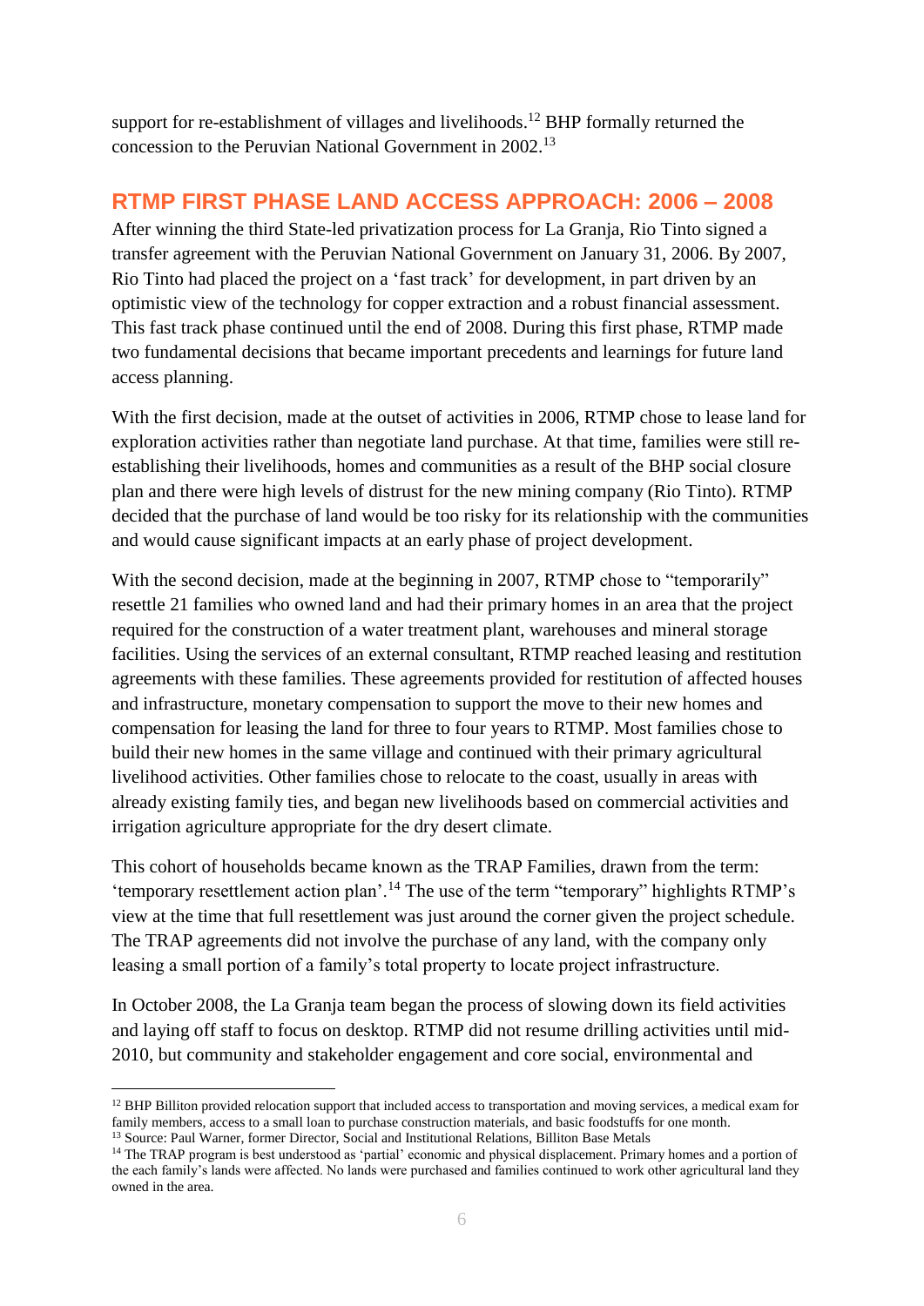support for re-establishment of villages and livelihoods.[12] BHP formally returned the concession to the Peruvian National Government in 2002.[13]

## RTMP FIRST PHASE LAND ACCESS APPROACH: 2006 – 2008

After winning the third State-led privatization process for La Granja, Rio Tinto signed a transfer agreement with the Peruvian National Government on January 31, 2006. By 2007, Rio Tinto had placed the project on a 'fast track' for development, in part driven by an optimistic view of the technology for copper extraction and a robust financial assessment. This fast track phase continued until the end of 2008. During this first phase, RTMP made two fundamental decisions that became important precedents and learnings for future land access planning.

With the first decision, made at the outset of activities in 2006, RTMP chose to lease land for exploration activities rather than negotiate land purchase. At that time, families were still re-establishing their livelihoods, homes and communities as a result of the BHP social closure plan and there were high levels of distrust for the new mining company (Rio Tinto). RTMP decided that the purchase of land would be too risky for its relationship with the communities and would cause significant impacts at an early phase of project development.

With the second decision, made at the beginning in 2007, RTMP chose to "temporarily" resettle 21 families who owned land and had their primary homes in an area that the project required for the construction of a water treatment plant, warehouses and mineral storage facilities. Using the services of an external consultant, RTMP reached leasing and restitution agreements with these families. These agreements provided for restitution of affected houses and infrastructure, monetary compensation to support the move to their new homes and compensation for leasing the land for three to four years to RTMP. Most families chose to build their new homes in the same village and continued with their primary agricultural livelihood activities. Other families chose to relocate to the coast, usually in areas with already existing family ties, and began new livelihoods based on commercial activities and irrigation agriculture appropriate for the dry desert climate.

This cohort of households became known as the TRAP Families, drawn from the term: 'temporary resettlement action plan'.[14] The use of the term "temporary" highlights RTMP's view at the time that full resettlement was just around the corner given the project schedule. The TRAP agreements did not involve the purchase of any land, with the company only leasing a small portion of a family's total property to locate project infrastructure.

In October 2008, the La Granja team began the process of slowing down its field activities and laying off staff to focus on desktop. RTMP did not resume drilling activities until mid-2010, but community and stakeholder engagement and core social, environmental and

---

[12] BHP Billiton provided relocation support that included access to transportation and moving services, a medical exam for family members, access to a small loan to purchase construction materials, and basic foodstuffs for one month.

[13] Source: Paul Warner, former Director, Social and Institutional Relations, Billiton Base Metals

[14] The TRAP program is best understood as 'partial' economic and physical displacement. Primary homes and a portion of the each family's lands were affected. No lands were purchased and families continued to work other agricultural land they owned in the area.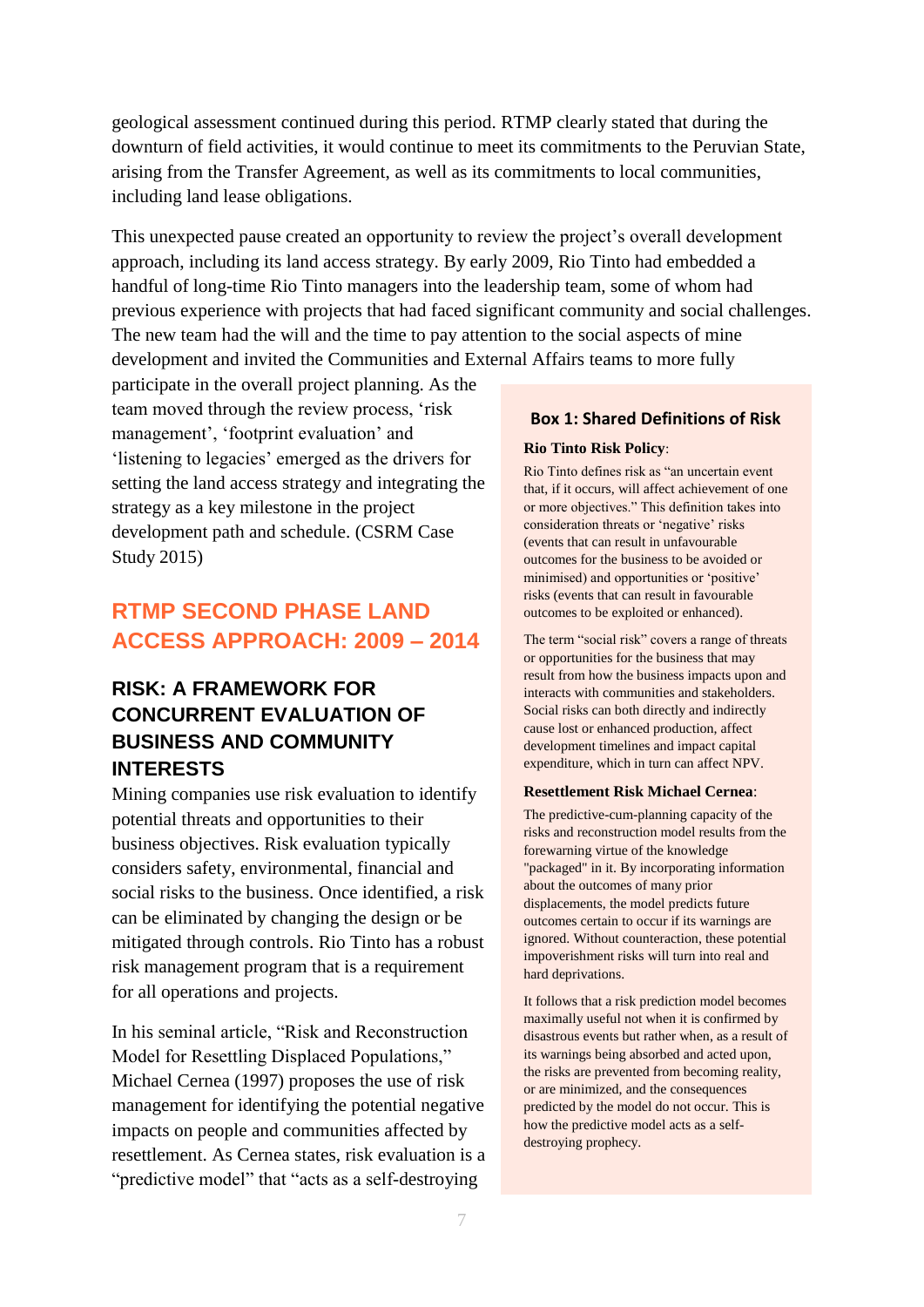geological assessment continued during this period. RTMP clearly stated that during the downturn of field activities, it would continue to meet its commitments to the Peruvian State, arising from the Transfer Agreement, as well as its commitments to local communities, including land lease obligations.

This unexpected pause created an opportunity to review the project's overall development approach, including its land access strategy. By early 2009, Rio Tinto had embedded a handful of long-time Rio Tinto managers into the leadership team, some of whom had previous experience with projects that had faced significant community and social challenges. The new team had the will and the time to pay attention to the social aspects of mine development and invited the Communities and External Affairs teams to more fully participate in the overall project planning. As the team moved through the review process, 'risk management', 'footprint evaluation' and 'listening to legacies' emerged as the drivers for setting the land access strategy and integrating the strategy as a key milestone in the project development path and schedule. (CSRM Case Study 2015)

## RTMP SECOND PHASE LAND ACCESS APPROACH: 2009 – 2014

### RISK: A FRAMEWORK FOR CONCURRENT EVALUATION OF BUSINESS AND COMMUNITY INTERESTS

Mining companies use risk evaluation to identify potential threats and opportunities to their business objectives. Risk evaluation typically considers safety, environmental, financial and social risks to the business. Once identified, a risk can be eliminated by changing the design or be mitigated through controls. Rio Tinto has a robust risk management program that is a requirement for all operations and projects.

In his seminal article, "Risk and Reconstruction Model for Resettling Displaced Populations," Michael Cernea (1997) proposes the use of risk management for identifying the potential negative impacts on people and communities affected by resettlement. As Cernea states, risk evaluation is a "predictive model" that "acts as a self-destroying

> **Box 1: Shared Definitions of Risk**
>
> **Rio Tinto Risk Policy**:
>
> Rio Tinto defines risk as "an uncertain event that, if it occurs, will affect achievement of one or more objectives." This definition takes into consideration threats or 'negative' risks (events that can result in unfavourable outcomes for the business to be avoided or minimised) and opportunities or 'positive' risks (events that can result in favourable outcomes to be exploited or enhanced).
>
> The term "social risk" covers a range of threats or opportunities for the business that may result from how the business impacts upon and interacts with communities and stakeholders. Social risks can both directly and indirectly cause lost or enhanced production, affect development timelines and impact capital expenditure, which in turn can affect NPV.
>
> **Resettlement Risk Michael Cernea**:
>
> The predictive-cum-planning capacity of the risks and reconstruction model results from the forewarning virtue of the knowledge "packaged" in it. By incorporating information about the outcomes of many prior displacements, the model predicts future outcomes certain to occur if its warnings are ignored. Without counteraction, these potential impoverishment risks will turn into real and hard deprivations.
>
> It follows that a risk prediction model becomes maximally useful not when it is confirmed by disastrous events but rather when, as a result of its warnings being absorbed and acted upon, the risks are prevented from becoming reality, or are minimized, and the consequences predicted by the model do not occur. This is how the predictive model acts as a self-destroying prophecy.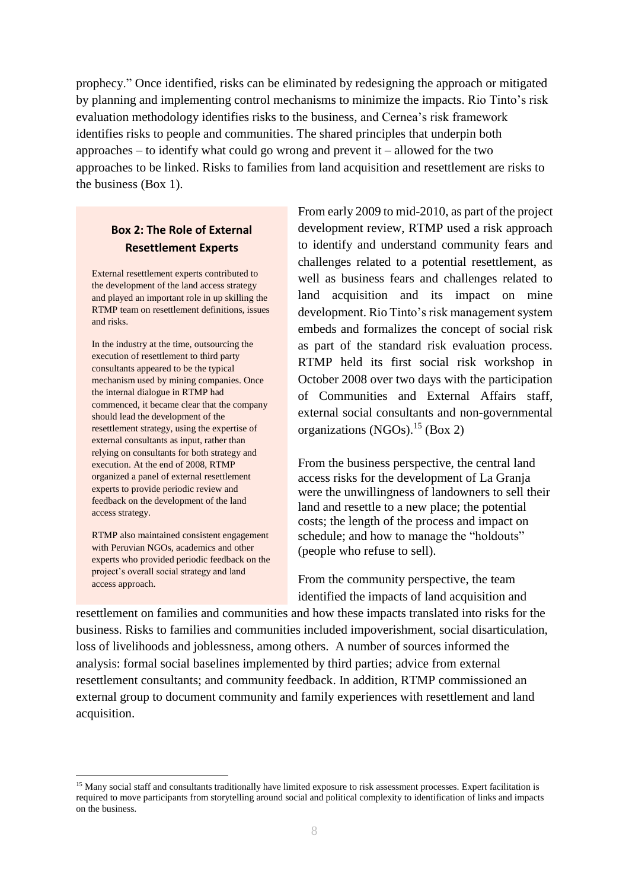prophecy." Once identified, risks can be eliminated by redesigning the approach or mitigated by planning and implementing control mechanisms to minimize the impacts. Rio Tinto's risk evaluation methodology identifies risks to the business, and Cernea's risk framework identifies risks to people and communities. The shared principles that underpin both approaches – to identify what could go wrong and prevent it – allowed for the two approaches to be linked. Risks to families from land acquisition and resettlement are risks to the business (Box 1).

From early 2009 to mid-2010, as part of the project development review, RTMP used a risk approach to identify and understand community fears and challenges related to a potential resettlement, as well as business fears and challenges related to land acquisition and its impact on mine development. Rio Tinto's risk management system embeds and formalizes the concept of social risk as part of the standard risk evaluation process. RTMP held its first social risk workshop in October 2008 over two days with the participation of Communities and External Affairs staff, external social consultants and non-governmental organizations (NGOs).[15] (Box 2)

> **Box 2: The Role of External Resettlement Experts**
>
> External resettlement experts contributed to the development of the land access strategy and played an important role in up skilling the RTMP team on resettlement definitions, issues and risks.
>
> In the industry at the time, outsourcing the execution of resettlement to third party consultants appeared to be the typical mechanism used by mining companies. Once the internal dialogue in RTMP had commenced, it became clear that the company should lead the development of the resettlement strategy, using the expertise of external consultants as input, rather than relying on consultants for both strategy and execution. At the end of 2008, RTMP organized a panel of external resettlement experts to provide periodic review and feedback on the development of the land access strategy.
>
> RTMP also maintained consistent engagement with Peruvian NGOs, academics and other experts who provided periodic feedback on the project's overall social strategy and land access approach.

From the business perspective, the central land access risks for the development of La Granja were the unwillingness of landowners to sell their land and resettle to a new place; the potential costs; the length of the process and impact on schedule; and how to manage the "holdouts" (people who refuse to sell).

From the community perspective, the team identified the impacts of land acquisition and resettlement on families and communities and how these impacts translated into risks for the business. Risks to families and communities included impoverishment, social disarticulation, loss of livelihoods and joblessness, among others. A number of sources informed the analysis: formal social baselines implemented by third parties; advice from external resettlement consultants; and community feedback. In addition, RTMP commissioned an external group to document community and family experiences with resettlement and land acquisition.

---

[15] Many social staff and consultants traditionally have limited exposure to risk assessment processes. Expert facilitation is required to move participants from storytelling around social and political complexity to identification of links and impacts on the business.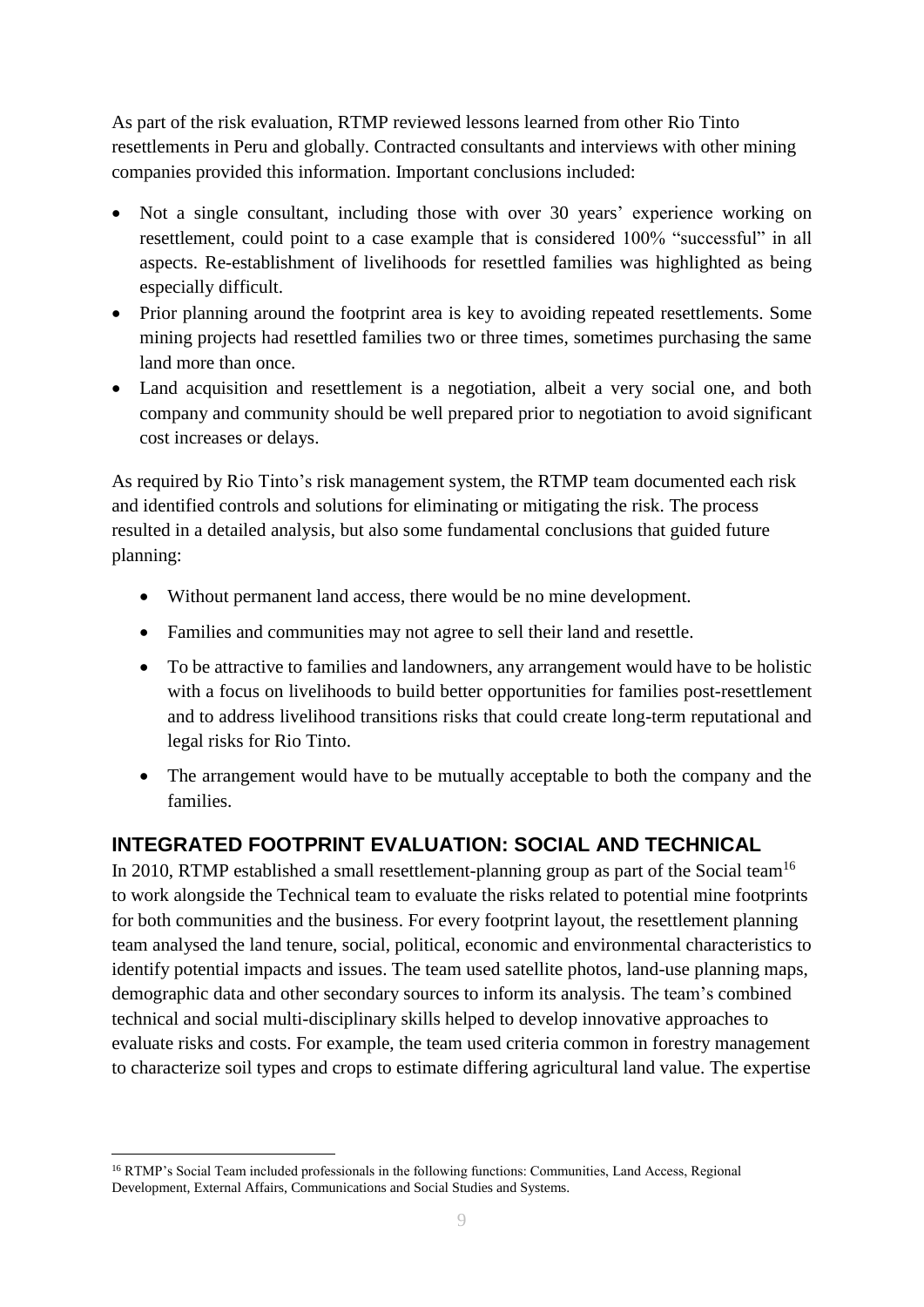As part of the risk evaluation, RTMP reviewed lessons learned from other Rio Tinto resettlements in Peru and globally. Contracted consultants and interviews with other mining companies provided this information. Important conclusions included:

- Not a single consultant, including those with over 30 years' experience working on resettlement, could point to a case example that is considered 100% "successful" in all aspects. Re-establishment of livelihoods for resettled families was highlighted as being especially difficult.
- Prior planning around the footprint area is key to avoiding repeated resettlements. Some mining projects had resettled families two or three times, sometimes purchasing the same land more than once.
- Land acquisition and resettlement is a negotiation, albeit a very social one, and both company and community should be well prepared prior to negotiation to avoid significant cost increases or delays.

As required by Rio Tinto's risk management system, the RTMP team documented each risk and identified controls and solutions for eliminating or mitigating the risk. The process resulted in a detailed analysis, but also some fundamental conclusions that guided future planning:

- Without permanent land access, there would be no mine development.
- Families and communities may not agree to sell their land and resettle.
- To be attractive to families and landowners, any arrangement would have to be holistic with a focus on livelihoods to build better opportunities for families post-resettlement and to address livelihood transitions risks that could create long-term reputational and legal risks for Rio Tinto.
- The arrangement would have to be mutually acceptable to both the company and the families.

## INTEGRATED FOOTPRINT EVALUATION: SOCIAL AND TECHNICAL

In 2010, RTMP established a small resettlement-planning group as part of the Social team[16] to work alongside the Technical team to evaluate the risks related to potential mine footprints for both communities and the business. For every footprint layout, the resettlement planning team analysed the land tenure, social, political, economic and environmental characteristics to identify potential impacts and issues. The team used satellite photos, land-use planning maps, demographic data and other secondary sources to inform its analysis. The team's combined technical and social multi-disciplinary skills helped to develop innovative approaches to evaluate risks and costs. For example, the team used criteria common in forestry management to characterize soil types and crops to estimate differing agricultural land value. The expertise

[16] RTMP's Social Team included professionals in the following functions: Communities, Land Access, Regional Development, External Affairs, Communications and Social Studies and Systems.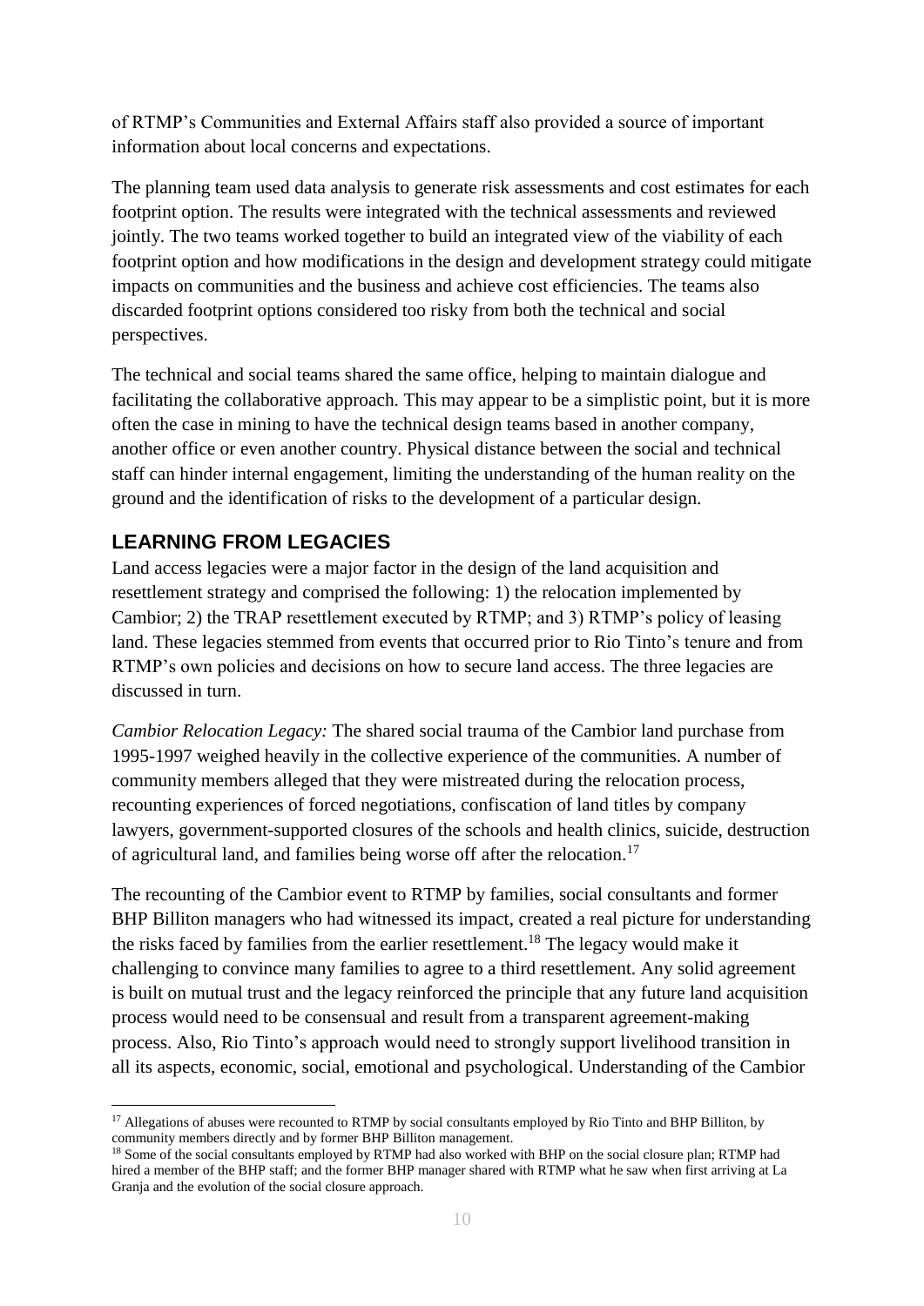of RTMP's Communities and External Affairs staff also provided a source of important information about local concerns and expectations.

The planning team used data analysis to generate risk assessments and cost estimates for each footprint option. The results were integrated with the technical assessments and reviewed jointly. The two teams worked together to build an integrated view of the viability of each footprint option and how modifications in the design and development strategy could mitigate impacts on communities and the business and achieve cost efficiencies. The teams also discarded footprint options considered too risky from both the technical and social perspectives.

The technical and social teams shared the same office, helping to maintain dialogue and facilitating the collaborative approach. This may appear to be a simplistic point, but it is more often the case in mining to have the technical design teams based in another company, another office or even another country. Physical distance between the social and technical staff can hinder internal engagement, limiting the understanding of the human reality on the ground and the identification of risks to the development of a particular design.

## LEARNING FROM LEGACIES

Land access legacies were a major factor in the design of the land acquisition and resettlement strategy and comprised the following: 1) the relocation implemented by Cambior; 2) the TRAP resettlement executed by RTMP; and 3) RTMP's policy of leasing land. These legacies stemmed from events that occurred prior to Rio Tinto's tenure and from RTMP's own policies and decisions on how to secure land access. The three legacies are discussed in turn.

*Cambior Relocation Legacy:* The shared social trauma of the Cambior land purchase from 1995-1997 weighed heavily in the collective experience of the communities. A number of community members alleged that they were mistreated during the relocation process, recounting experiences of forced negotiations, confiscation of land titles by company lawyers, government-supported closures of the schools and health clinics, suicide, destruction of agricultural land, and families being worse off after the relocation.[17]

The recounting of the Cambior event to RTMP by families, social consultants and former BHP Billiton managers who had witnessed its impact, created a real picture for understanding the risks faced by families from the earlier resettlement.[18] The legacy would make it challenging to convince many families to agree to a third resettlement. Any solid agreement is built on mutual trust and the legacy reinforced the principle that any future land acquisition process would need to be consensual and result from a transparent agreement-making process. Also, Rio Tinto's approach would need to strongly support livelihood transition in all its aspects, economic, social, emotional and psychological. Understanding of the Cambior

---

[17] Allegations of abuses were recounted to RTMP by social consultants employed by Rio Tinto and BHP Billiton, by community members directly and by former BHP Billiton management.

[18] Some of the social consultants employed by RTMP had also worked with BHP on the social closure plan; RTMP had hired a member of the BHP staff; and the former BHP manager shared with RTMP what he saw when first arriving at La Granja and the evolution of the social closure approach.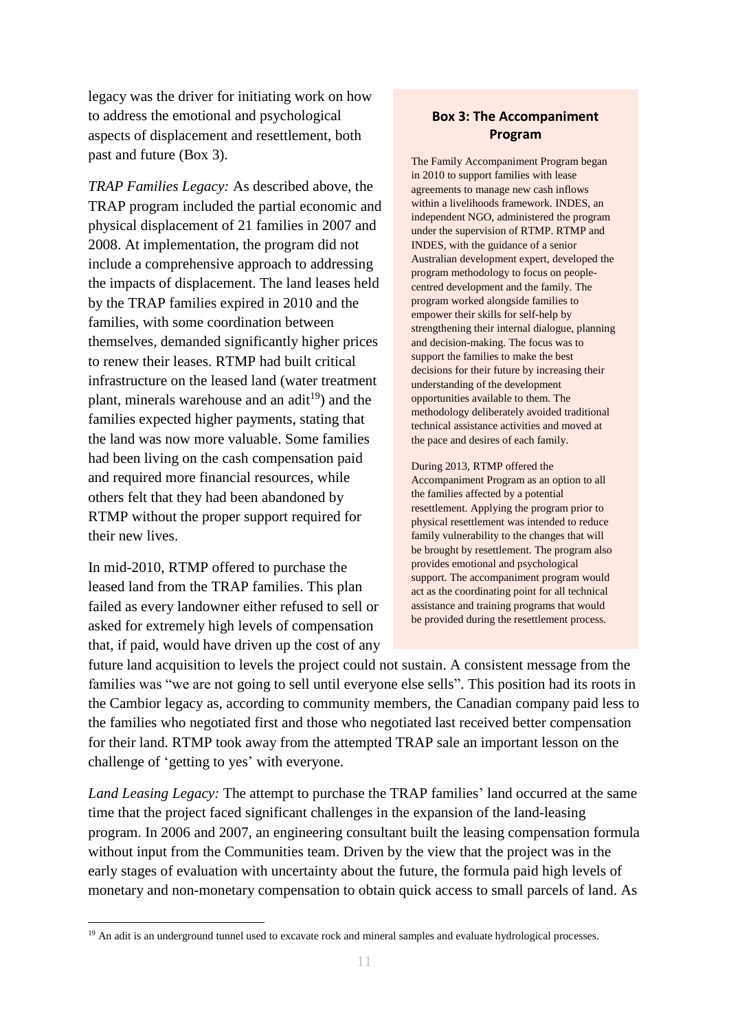legacy was the driver for initiating work on how to address the emotional and psychological aspects of displacement and resettlement, both past and future (Box 3).

*TRAP Families Legacy:* As described above, the TRAP program included the partial economic and physical displacement of 21 families in 2007 and 2008. At implementation, the program did not include a comprehensive approach to addressing the impacts of displacement. The land leases held by the TRAP families expired in 2010 and the families, with some coordination between themselves, demanded significantly higher prices to renew their leases. RTMP had built critical infrastructure on the leased land (water treatment plant, minerals warehouse and an adit[19]) and the families expected higher payments, stating that the land was now more valuable. Some families had been living on the cash compensation paid and required more financial resources, while others felt that they had been abandoned by RTMP without the proper support required for their new lives.

In mid-2010, RTMP offered to purchase the leased land from the TRAP families. This plan failed as every landowner either refused to sell or asked for extremely high levels of compensation that, if paid, would have driven up the cost of any future land acquisition to levels the project could not sustain. A consistent message from the families was "we are not going to sell until everyone else sells". This position had its roots in the Cambior legacy as, according to community members, the Canadian company paid less to the families who negotiated first and those who negotiated last received better compensation for their land. RTMP took away from the attempted TRAP sale an important lesson on the challenge of 'getting to yes' with everyone.

> **Box 3: The Accompaniment Program**
>
> The Family Accompaniment Program began in 2010 to support families with lease agreements to manage new cash inflows within a livelihoods framework. INDES, an independent NGO, administered the program under the supervision of RTMP. RTMP and INDES, with the guidance of a senior Australian development expert, developed the program methodology to focus on people-centred development and the family. The program worked alongside families to empower their skills for self-help by strengthening their internal dialogue, planning and decision-making. The focus was to support the families to make the best decisions for their future by increasing their understanding of the development opportunities available to them. The methodology deliberately avoided traditional technical assistance activities and moved at the pace and desires of each family.
>
> During 2013, RTMP offered the Accompaniment Program as an option to all the families affected by a potential resettlement. Applying the program prior to physical resettlement was intended to reduce family vulnerability to the changes that will be brought by resettlement. The program also provides emotional and psychological support. The accompaniment program would act as the coordinating point for all technical assistance and training programs that would be provided during the resettlement process.

*Land Leasing Legacy:* The attempt to purchase the TRAP families' land occurred at the same time that the project faced significant challenges in the expansion of the land-leasing program. In 2006 and 2007, an engineering consultant built the leasing compensation formula without input from the Communities team. Driven by the view that the project was in the early stages of evaluation with uncertainty about the future, the formula paid high levels of monetary and non-monetary compensation to obtain quick access to small parcels of land. As

[19] An adit is an underground tunnel used to excavate rock and mineral samples and evaluate hydrological processes.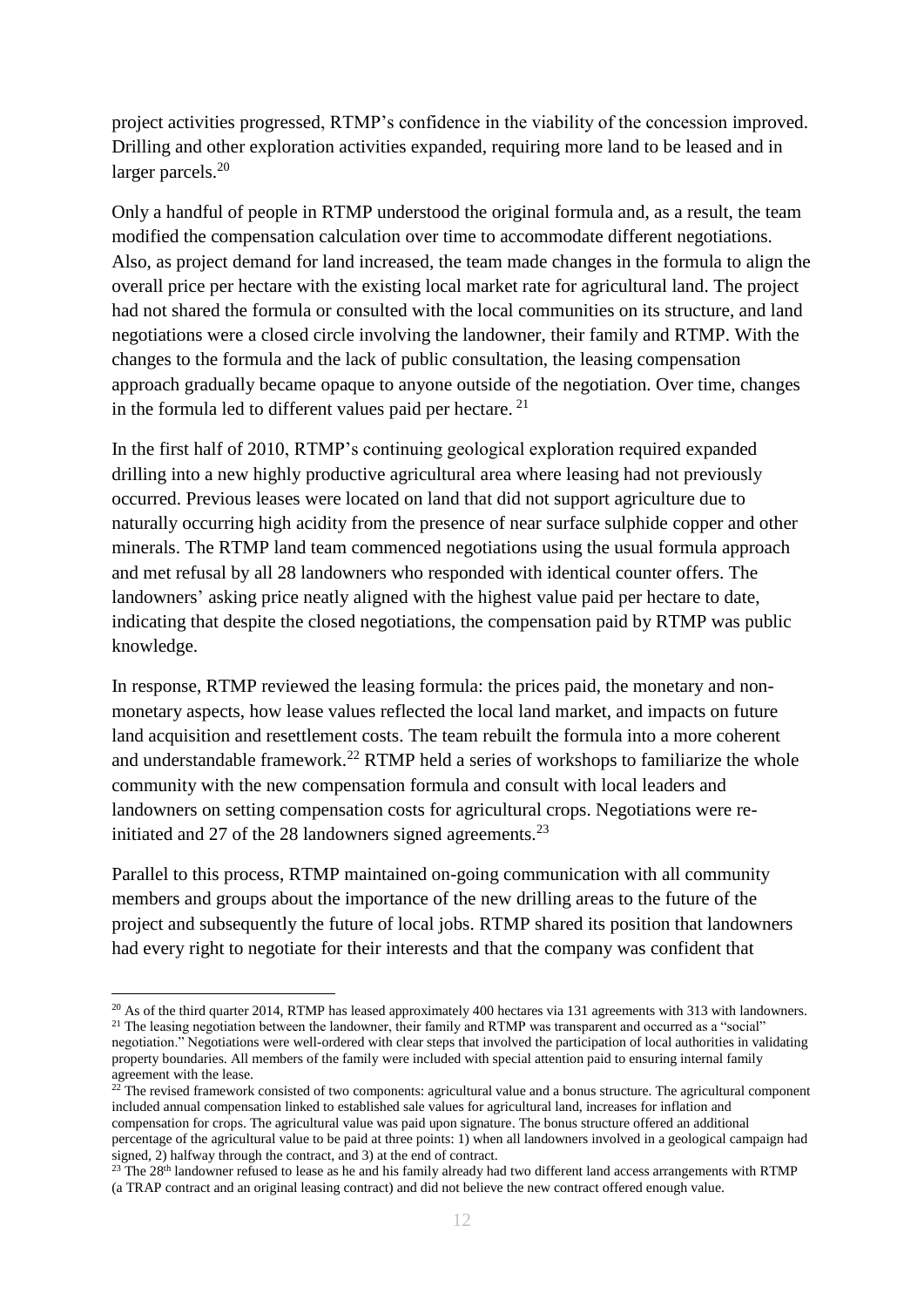project activities progressed, RTMP's confidence in the viability of the concession improved. Drilling and other exploration activities expanded, requiring more land to be leased and in larger parcels.[20]

Only a handful of people in RTMP understood the original formula and, as a result, the team modified the compensation calculation over time to accommodate different negotiations. Also, as project demand for land increased, the team made changes in the formula to align the overall price per hectare with the existing local market rate for agricultural land. The project had not shared the formula or consulted with the local communities on its structure, and land negotiations were a closed circle involving the landowner, their family and RTMP. With the changes to the formula and the lack of public consultation, the leasing compensation approach gradually became opaque to anyone outside of the negotiation. Over time, changes in the formula led to different values paid per hectare.[21]

In the first half of 2010, RTMP's continuing geological exploration required expanded drilling into a new highly productive agricultural area where leasing had not previously occurred. Previous leases were located on land that did not support agriculture due to naturally occurring high acidity from the presence of near surface sulphide copper and other minerals. The RTMP land team commenced negotiations using the usual formula approach and met refusal by all 28 landowners who responded with identical counter offers. The landowners' asking price neatly aligned with the highest value paid per hectare to date, indicating that despite the closed negotiations, the compensation paid by RTMP was public knowledge.

In response, RTMP reviewed the leasing formula: the prices paid, the monetary and non-monetary aspects, how lease values reflected the local land market, and impacts on future land acquisition and resettlement costs. The team rebuilt the formula into a more coherent and understandable framework.[22] RTMP held a series of workshops to familiarize the whole community with the new compensation formula and consult with local leaders and landowners on setting compensation costs for agricultural crops. Negotiations were re-initiated and 27 of the 28 landowners signed agreements.[23]

Parallel to this process, RTMP maintained on-going communication with all community members and groups about the importance of the new drilling areas to the future of the project and subsequently the future of local jobs. RTMP shared its position that landowners had every right to negotiate for their interests and that the company was confident that

---

[20] As of the third quarter 2014, RTMP has leased approximately 400 hectares via 131 agreements with 313 with landowners.

[21] The leasing negotiation between the landowner, their family and RTMP was transparent and occurred as a "social" negotiation." Negotiations were well-ordered with clear steps that involved the participation of local authorities in validating property boundaries. All members of the family were included with special attention paid to ensuring internal family agreement with the lease.

[22] The revised framework consisted of two components: agricultural value and a bonus structure. The agricultural component included annual compensation linked to established sale values for agricultural land, increases for inflation and compensation for crops. The agricultural value was paid upon signature. The bonus structure offered an additional percentage of the agricultural value to be paid at three points: 1) when all landowners involved in a geological campaign had signed, 2) halfway through the contract, and 3) at the end of contract.

[23] The 28th landowner refused to lease as he and his family already had two different land access arrangements with RTMP (a TRAP contract and an original leasing contract) and did not believe the new contract offered enough value.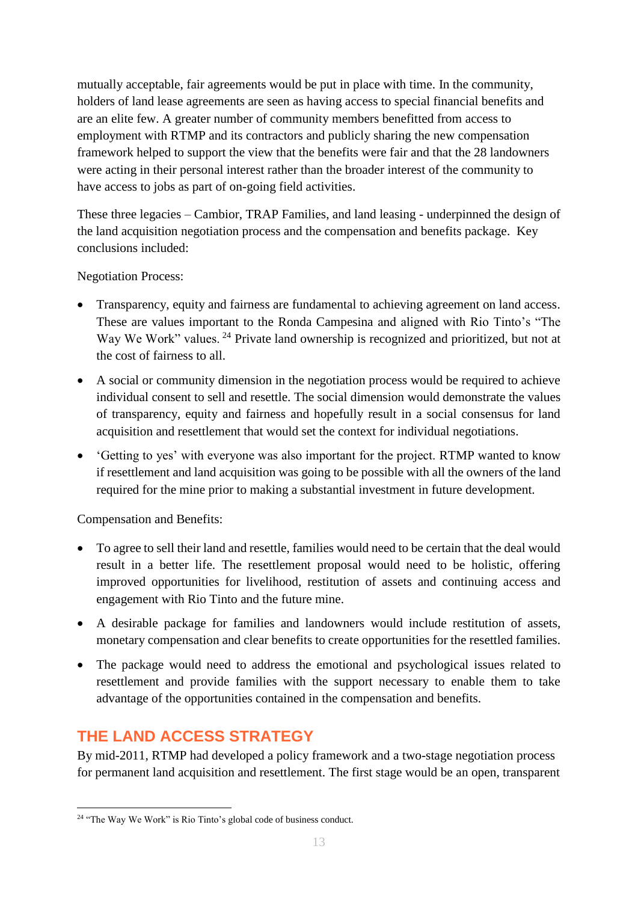mutually acceptable, fair agreements would be put in place with time. In the community, holders of land lease agreements are seen as having access to special financial benefits and are an elite few. A greater number of community members benefitted from access to employment with RTMP and its contractors and publicly sharing the new compensation framework helped to support the view that the benefits were fair and that the 28 landowners were acting in their personal interest rather than the broader interest of the community to have access to jobs as part of on-going field activities.

These three legacies – Cambior, TRAP Families, and land leasing - underpinned the design of the land acquisition negotiation process and the compensation and benefits package. Key conclusions included:

Negotiation Process:

- Transparency, equity and fairness are fundamental to achieving agreement on land access. These are values important to the Ronda Campesina and aligned with Rio Tinto's "The Way We Work" values. [24] Private land ownership is recognized and prioritized, but not at the cost of fairness to all.
- A social or community dimension in the negotiation process would be required to achieve individual consent to sell and resettle. The social dimension would demonstrate the values of transparency, equity and fairness and hopefully result in a social consensus for land acquisition and resettlement that would set the context for individual negotiations.
- 'Getting to yes' with everyone was also important for the project. RTMP wanted to know if resettlement and land acquisition was going to be possible with all the owners of the land required for the mine prior to making a substantial investment in future development.

Compensation and Benefits:

- To agree to sell their land and resettle, families would need to be certain that the deal would result in a better life. The resettlement proposal would need to be holistic, offering improved opportunities for livelihood, restitution of assets and continuing access and engagement with Rio Tinto and the future mine.
- A desirable package for families and landowners would include restitution of assets, monetary compensation and clear benefits to create opportunities for the resettled families.
- The package would need to address the emotional and psychological issues related to resettlement and provide families with the support necessary to enable them to take advantage of the opportunities contained in the compensation and benefits.

## THE LAND ACCESS STRATEGY

By mid-2011, RTMP had developed a policy framework and a two-stage negotiation process for permanent land acquisition and resettlement. The first stage would be an open, transparent

[24] "The Way We Work" is Rio Tinto's global code of business conduct.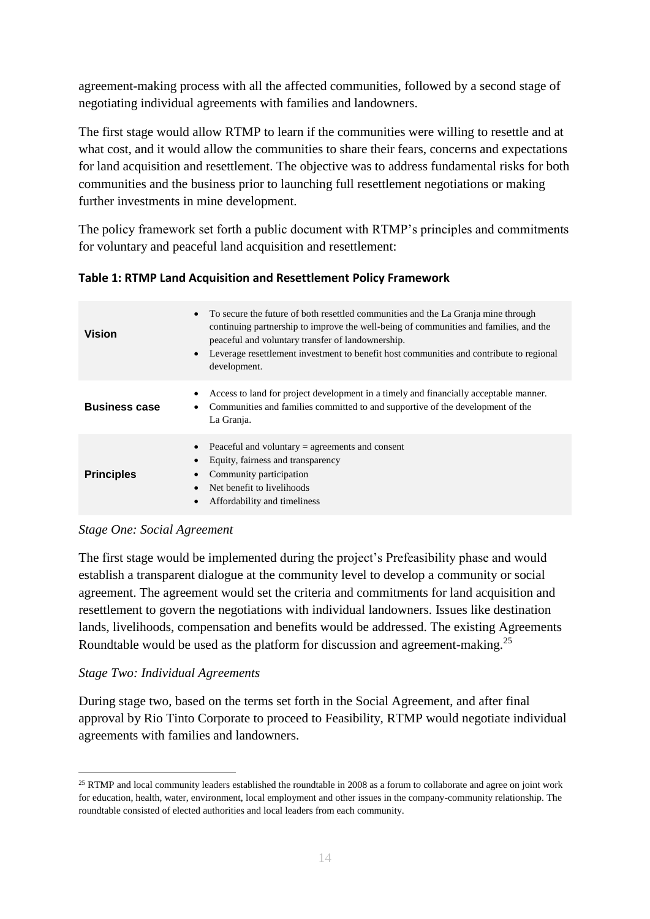agreement-making process with all the affected communities, followed by a second stage of negotiating individual agreements with families and landowners.

The first stage would allow RTMP to learn if the communities were willing to resettle and at what cost, and it would allow the communities to share their fears, concerns and expectations for land acquisition and resettlement. The objective was to address fundamental risks for both communities and the business prior to launching full resettlement negotiations or making further investments in mine development.

The policy framework set forth a public document with RTMP's principles and commitments for voluntary and peaceful land acquisition and resettlement:

**Table 1: RTMP Land Acquisition and Resettlement Policy Framework**

| | |
|---|---|
| **Vision** | • To secure the future of both resettled communities and the La Granja mine through continuing partnership to improve the well-being of communities and families, and the peaceful and voluntary transfer of landownership.<br>• Leverage resettlement investment to benefit host communities and contribute to regional development. |
| **Business case** | • Access to land for project development in a timely and financially acceptable manner.<br>• Communities and families committed to and supportive of the development of the La Granja. |
| **Principles** | • Peaceful and voluntary = agreements and consent<br>• Equity, fairness and transparency<br>• Community participation<br>• Net benefit to livelihoods<br>• Affordability and timeliness |

*Stage One: Social Agreement*

The first stage would be implemented during the project's Prefeasibility phase and would establish a transparent dialogue at the community level to develop a community or social agreement. The agreement would set the criteria and commitments for land acquisition and resettlement to govern the negotiations with individual landowners. Issues like destination lands, livelihoods, compensation and benefits would be addressed. The existing Agreements Roundtable would be used as the platform for discussion and agreement-making.[25]

*Stage Two: Individual Agreements*

During stage two, based on the terms set forth in the Social Agreement, and after final approval by Rio Tinto Corporate to proceed to Feasibility, RTMP would negotiate individual agreements with families and landowners.

[25] RTMP and local community leaders established the roundtable in 2008 as a forum to collaborate and agree on joint work for education, health, water, environment, local employment and other issues in the company-community relationship. The roundtable consisted of elected authorities and local leaders from each community.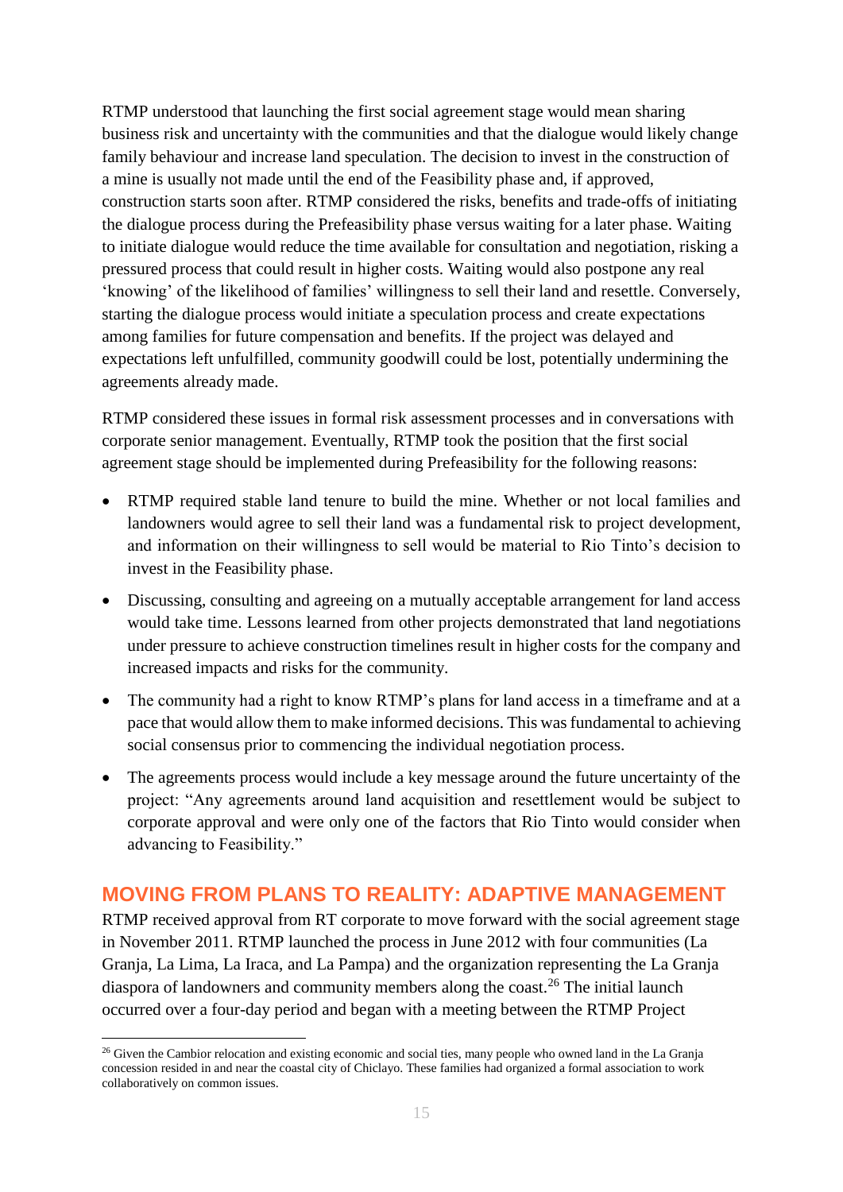RTMP understood that launching the first social agreement stage would mean sharing business risk and uncertainty with the communities and that the dialogue would likely change family behaviour and increase land speculation. The decision to invest in the construction of a mine is usually not made until the end of the Feasibility phase and, if approved, construction starts soon after. RTMP considered the risks, benefits and trade-offs of initiating the dialogue process during the Prefeasibility phase versus waiting for a later phase. Waiting to initiate dialogue would reduce the time available for consultation and negotiation, risking a pressured process that could result in higher costs. Waiting would also postpone any real 'knowing' of the likelihood of families' willingness to sell their land and resettle. Conversely, starting the dialogue process would initiate a speculation process and create expectations among families for future compensation and benefits. If the project was delayed and expectations left unfulfilled, community goodwill could be lost, potentially undermining the agreements already made.

RTMP considered these issues in formal risk assessment processes and in conversations with corporate senior management. Eventually, RTMP took the position that the first social agreement stage should be implemented during Prefeasibility for the following reasons:

- RTMP required stable land tenure to build the mine. Whether or not local families and landowners would agree to sell their land was a fundamental risk to project development, and information on their willingness to sell would be material to Rio Tinto's decision to invest in the Feasibility phase.
- Discussing, consulting and agreeing on a mutually acceptable arrangement for land access would take time. Lessons learned from other projects demonstrated that land negotiations under pressure to achieve construction timelines result in higher costs for the company and increased impacts and risks for the community.
- The community had a right to know RTMP's plans for land access in a timeframe and at a pace that would allow them to make informed decisions. This was fundamental to achieving social consensus prior to commencing the individual negotiation process.
- The agreements process would include a key message around the future uncertainty of the project: "Any agreements around land acquisition and resettlement would be subject to corporate approval and were only one of the factors that Rio Tinto would consider when advancing to Feasibility."

## MOVING FROM PLANS TO REALITY: ADAPTIVE MANAGEMENT

RTMP received approval from RT corporate to move forward with the social agreement stage in November 2011. RTMP launched the process in June 2012 with four communities (La Granja, La Lima, La Iraca, and La Pampa) and the organization representing the La Granja diaspora of landowners and community members along the coast.[26] The initial launch occurred over a four-day period and began with a meeting between the RTMP Project

[26] Given the Cambior relocation and existing economic and social ties, many people who owned land in the La Granja concession resided in and near the coastal city of Chiclayo. These families had organized a formal association to work collaboratively on common issues.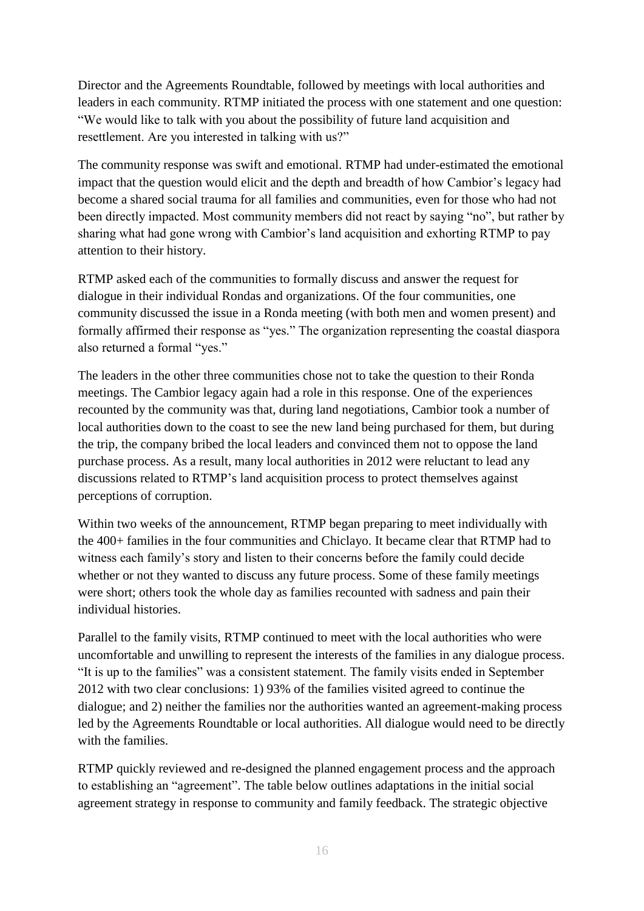Director and the Agreements Roundtable, followed by meetings with local authorities and leaders in each community. RTMP initiated the process with one statement and one question: "We would like to talk with you about the possibility of future land acquisition and resettlement. Are you interested in talking with us?"

The community response was swift and emotional. RTMP had under-estimated the emotional impact that the question would elicit and the depth and breadth of how Cambior's legacy had become a shared social trauma for all families and communities, even for those who had not been directly impacted. Most community members did not react by saying "no", but rather by sharing what had gone wrong with Cambior's land acquisition and exhorting RTMP to pay attention to their history.

RTMP asked each of the communities to formally discuss and answer the request for dialogue in their individual Rondas and organizations. Of the four communities, one community discussed the issue in a Ronda meeting (with both men and women present) and formally affirmed their response as "yes." The organization representing the coastal diaspora also returned a formal "yes."

The leaders in the other three communities chose not to take the question to their Ronda meetings. The Cambior legacy again had a role in this response. One of the experiences recounted by the community was that, during land negotiations, Cambior took a number of local authorities down to the coast to see the new land being purchased for them, but during the trip, the company bribed the local leaders and convinced them not to oppose the land purchase process. As a result, many local authorities in 2012 were reluctant to lead any discussions related to RTMP's land acquisition process to protect themselves against perceptions of corruption.

Within two weeks of the announcement, RTMP began preparing to meet individually with the 400+ families in the four communities and Chiclayo. It became clear that RTMP had to witness each family's story and listen to their concerns before the family could decide whether or not they wanted to discuss any future process. Some of these family meetings were short; others took the whole day as families recounted with sadness and pain their individual histories.

Parallel to the family visits, RTMP continued to meet with the local authorities who were uncomfortable and unwilling to represent the interests of the families in any dialogue process. "It is up to the families" was a consistent statement. The family visits ended in September 2012 with two clear conclusions: 1) 93% of the families visited agreed to continue the dialogue; and 2) neither the families nor the authorities wanted an agreement-making process led by the Agreements Roundtable or local authorities. All dialogue would need to be directly with the families.

RTMP quickly reviewed and re-designed the planned engagement process and the approach to establishing an "agreement". The table below outlines adaptations in the initial social agreement strategy in response to community and family feedback. The strategic objective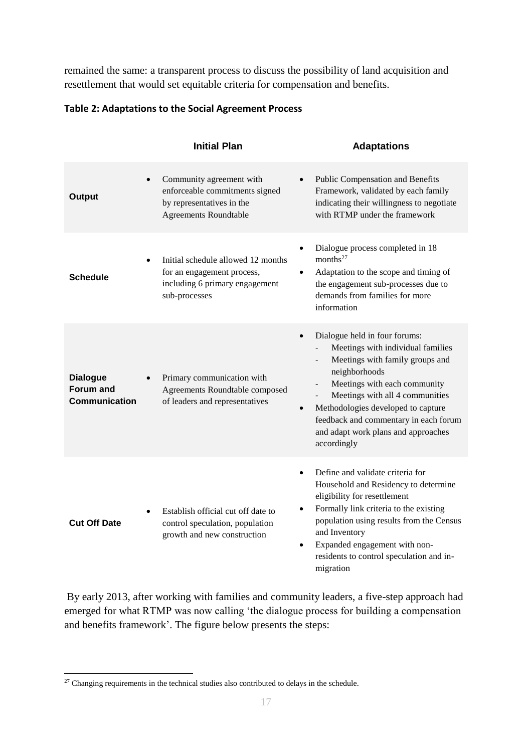remained the same: a transparent process to discuss the possibility of land acquisition and resettlement that would set equitable criteria for compensation and benefits.

**Table 2: Adaptations to the Social Agreement Process**

| | Initial Plan | Adaptations |
|---|---|---|
| **Output** | • Community agreement with enforceable commitments signed by representatives in the Agreements Roundtable | • Public Compensation and Benefits Framework, validated by each family indicating their willingness to negotiate with RTMP under the framework |
| **Schedule** | • Initial schedule allowed 12 months for an engagement process, including 6 primary engagement sub-processes | • Dialogue process completed in 18 months[27]<br>• Adaptation to the scope and timing of the engagement sub-processes due to demands from families for more information |
| **Dialogue Forum and Communication** | • Primary communication with Agreements Roundtable composed of leaders and representatives | • Dialogue held in four forums:<br>- Meetings with individual families<br>- Meetings with family groups and neighborhoods<br>- Meetings with each community<br>- Meetings with all 4 communities<br>• Methodologies developed to capture feedback and commentary in each forum and adapt work plans and approaches accordingly |
| **Cut Off Date** | • Establish official cut off date to control speculation, population growth and new construction | • Define and validate criteria for Household and Residency to determine eligibility for resettlement<br>• Formally link criteria to the existing population using results from the Census and Inventory<br>• Expanded engagement with non-residents to control speculation and in-migration |

By early 2013, after working with families and community leaders, a five-step approach had emerged for what RTMP was now calling 'the dialogue process for building a compensation and benefits framework'. The figure below presents the steps:

[27] Changing requirements in the technical studies also contributed to delays in the schedule.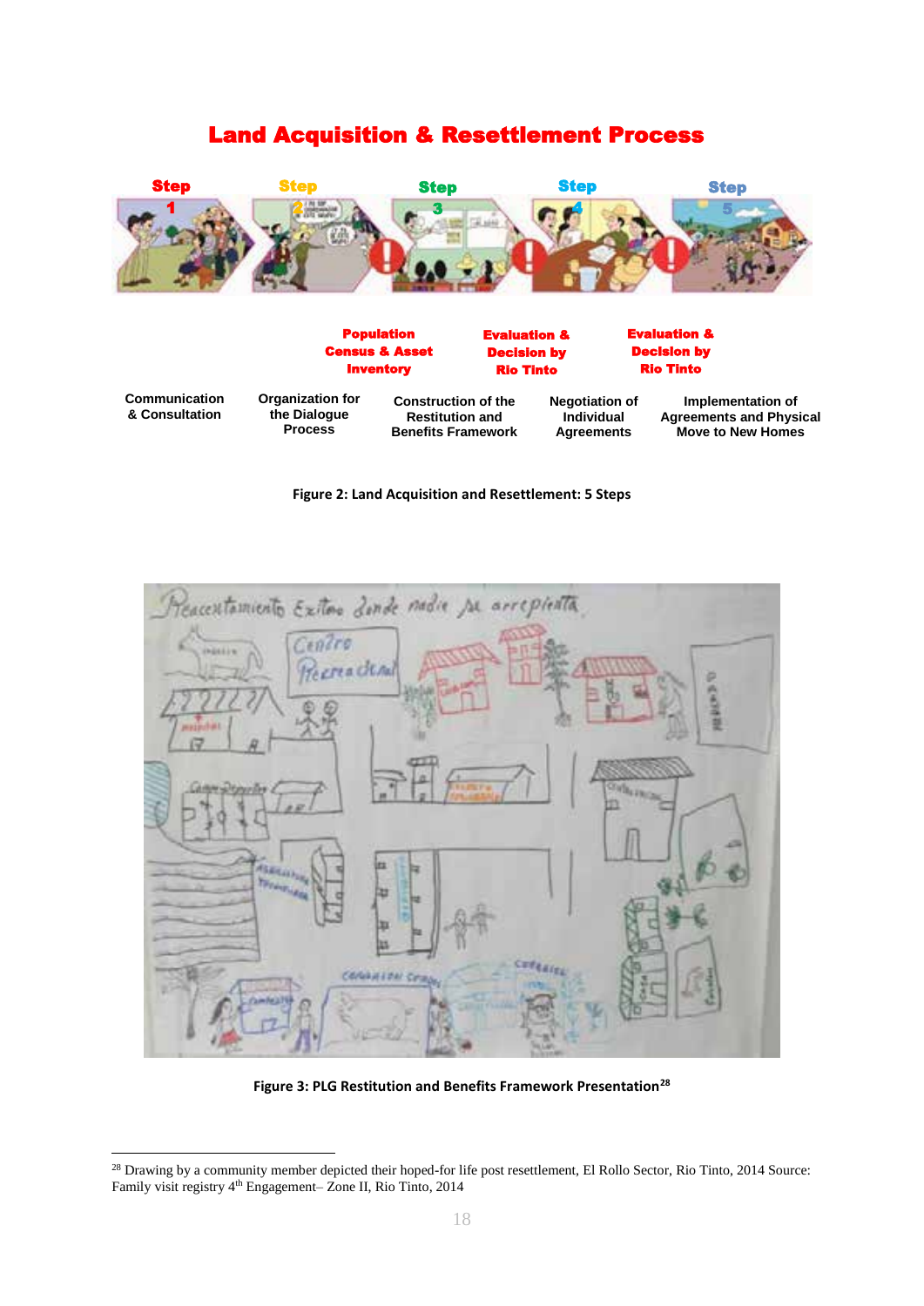## Land Acquisition & Resettlement Process

| Step 1 | Step 2 | Step 3 | Step 4 | Step 5 |
|---|---|---|---|---|
| | Population Census & Asset Inventory | Evaluation & Decision by Rio Tinto | Evaluation & Decision by Rio Tinto | |
| Communication & Consultation | Organization for the Dialogue Process | Construction of the Restitution and Benefits Framework | Negotiation of Individual Agreements | Implementation of Agreements and Physical Move to New Homes |

**Figure 2: Land Acquisition and Resettlement: 5 Steps**

**Figure 3: PLG Restitution and Benefits Framework Presentation**[28]

---

[28] Drawing by a community member depicted their hoped-for life post resettlement, El Rollo Sector, Rio Tinto, 2014 Source: Family visit registry 4th Engagement– Zone II, Rio Tinto, 2014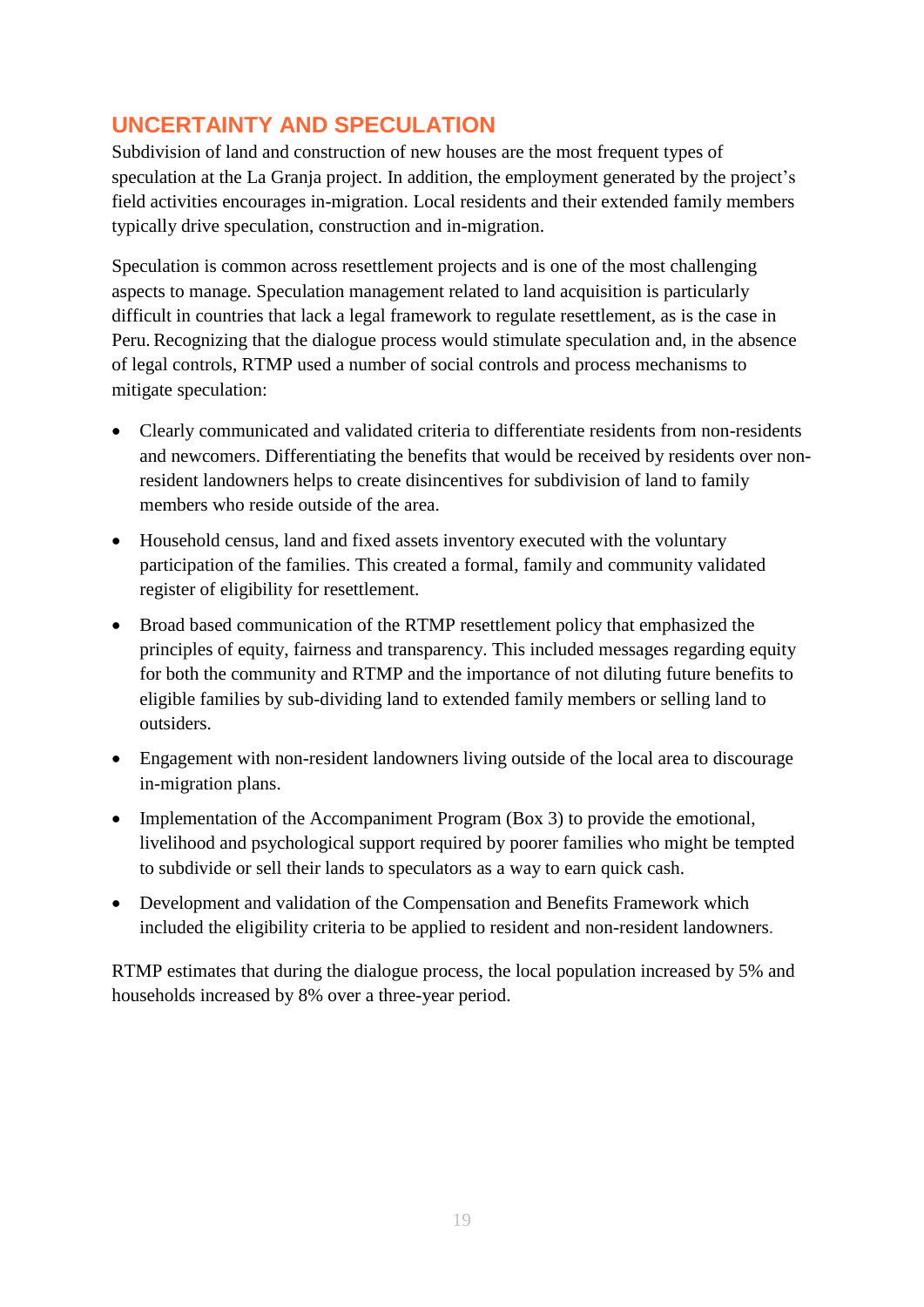## UNCERTAINTY AND SPECULATION

Subdivision of land and construction of new houses are the most frequent types of speculation at the La Granja project. In addition, the employment generated by the project's field activities encourages in-migration. Local residents and their extended family members typically drive speculation, construction and in-migration.

Speculation is common across resettlement projects and is one of the most challenging aspects to manage. Speculation management related to land acquisition is particularly difficult in countries that lack a legal framework to regulate resettlement, as is the case in Peru. Recognizing that the dialogue process would stimulate speculation and, in the absence of legal controls, RTMP used a number of social controls and process mechanisms to mitigate speculation:

- Clearly communicated and validated criteria to differentiate residents from non-residents and newcomers. Differentiating the benefits that would be received by residents over non-resident landowners helps to create disincentives for subdivision of land to family members who reside outside of the area.
- Household census, land and fixed assets inventory executed with the voluntary participation of the families. This created a formal, family and community validated register of eligibility for resettlement.
- Broad based communication of the RTMP resettlement policy that emphasized the principles of equity, fairness and transparency. This included messages regarding equity for both the community and RTMP and the importance of not diluting future benefits to eligible families by sub-dividing land to extended family members or selling land to outsiders.
- Engagement with non-resident landowners living outside of the local area to discourage in-migration plans.
- Implementation of the Accompaniment Program (Box 3) to provide the emotional, livelihood and psychological support required by poorer families who might be tempted to subdivide or sell their lands to speculators as a way to earn quick cash.
- Development and validation of the Compensation and Benefits Framework which included the eligibility criteria to be applied to resident and non-resident landowners.

RTMP estimates that during the dialogue process, the local population increased by 5% and households increased by 8% over a three-year period.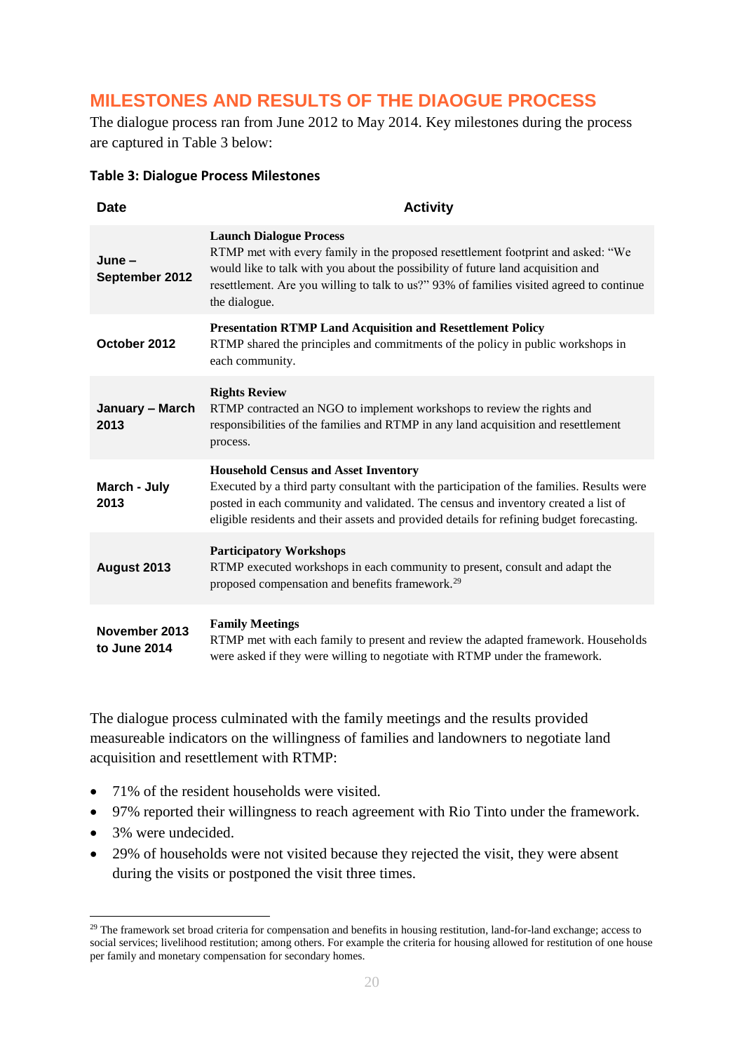## MILESTONES AND RESULTS OF THE DIAOGUE PROCESS

The dialogue process ran from June 2012 to May 2014. Key milestones during the process are captured in Table 3 below:

**Table 3: Dialogue Process Milestones**

| Date | Activity |
|---|---|
| June – September 2012 | **Launch Dialogue Process**<br>RTMP met with every family in the proposed resettlement footprint and asked: "We would like to talk with you about the possibility of future land acquisition and resettlement. Are you willing to talk to us?" 93% of families visited agreed to continue the dialogue. |
| October 2012 | **Presentation RTMP Land Acquisition and Resettlement Policy**<br>RTMP shared the principles and commitments of the policy in public workshops in each community. |
| January – March 2013 | **Rights Review**<br>RTMP contracted an NGO to implement workshops to review the rights and responsibilities of the families and RTMP in any land acquisition and resettlement process. |
| March - July 2013 | **Household Census and Asset Inventory**<br>Executed by a third party consultant with the participation of the families. Results were posted in each community and validated. The census and inventory created a list of eligible residents and their assets and provided details for refining budget forecasting. |
| August 2013 | **Participatory Workshops**<br>RTMP executed workshops in each community to present, consult and adapt the proposed compensation and benefits framework.[29] |
| November 2013 to June 2014 | **Family Meetings**<br>RTMP met with each family to present and review the adapted framework. Households were asked if they were willing to negotiate with RTMP under the framework. |

The dialogue process culminated with the family meetings and the results provided measureable indicators on the willingness of families and landowners to negotiate land acquisition and resettlement with RTMP:

- 71% of the resident households were visited.
- 97% reported their willingness to reach agreement with Rio Tinto under the framework.
- 3% were undecided.
- 29% of households were not visited because they rejected the visit, they were absent during the visits or postponed the visit three times.

[29] The framework set broad criteria for compensation and benefits in housing restitution, land-for-land exchange; access to social services; livelihood restitution; among others. For example the criteria for housing allowed for restitution of one house per family and monetary compensation for secondary homes.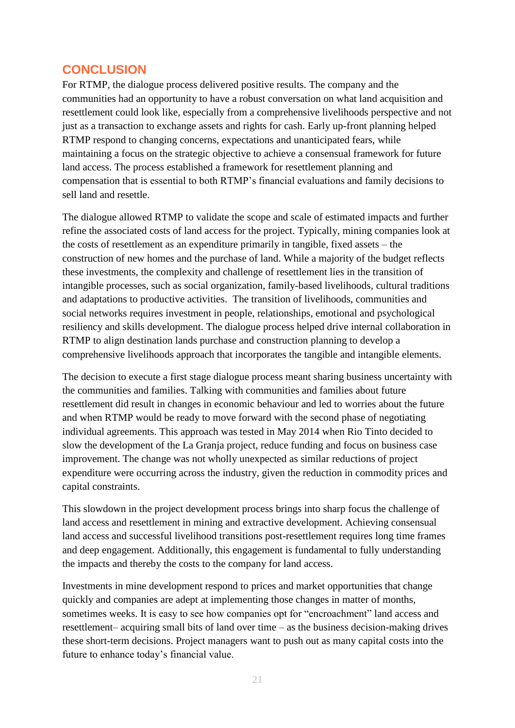## CONCLUSION

For RTMP, the dialogue process delivered positive results. The company and the communities had an opportunity to have a robust conversation on what land acquisition and resettlement could look like, especially from a comprehensive livelihoods perspective and not just as a transaction to exchange assets and rights for cash. Early up-front planning helped RTMP respond to changing concerns, expectations and unanticipated fears, while maintaining a focus on the strategic objective to achieve a consensual framework for future land access. The process established a framework for resettlement planning and compensation that is essential to both RTMP's financial evaluations and family decisions to sell land and resettle.

The dialogue allowed RTMP to validate the scope and scale of estimated impacts and further refine the associated costs of land access for the project. Typically, mining companies look at the costs of resettlement as an expenditure primarily in tangible, fixed assets – the construction of new homes and the purchase of land. While a majority of the budget reflects these investments, the complexity and challenge of resettlement lies in the transition of intangible processes, such as social organization, family-based livelihoods, cultural traditions and adaptations to productive activities.  The transition of livelihoods, communities and social networks requires investment in people, relationships, emotional and psychological resiliency and skills development. The dialogue process helped drive internal collaboration in RTMP to align destination lands purchase and construction planning to develop a comprehensive livelihoods approach that incorporates the tangible and intangible elements.

The decision to execute a first stage dialogue process meant sharing business uncertainty with the communities and families. Talking with communities and families about future resettlement did result in changes in economic behaviour and led to worries about the future and when RTMP would be ready to move forward with the second phase of negotiating individual agreements. This approach was tested in May 2014 when Rio Tinto decided to slow the development of the La Granja project, reduce funding and focus on business case improvement. The change was not wholly unexpected as similar reductions of project expenditure were occurring across the industry, given the reduction in commodity prices and capital constraints.

This slowdown in the project development process brings into sharp focus the challenge of land access and resettlement in mining and extractive development. Achieving consensual land access and successful livelihood transitions post-resettlement requires long time frames and deep engagement. Additionally, this engagement is fundamental to fully understanding the impacts and thereby the costs to the company for land access.

Investments in mine development respond to prices and market opportunities that change quickly and companies are adept at implementing those changes in matter of months, sometimes weeks. It is easy to see how companies opt for "encroachment" land access and resettlement– acquiring small bits of land over time – as the business decision-making drives these short-term decisions. Project managers want to push out as many capital costs into the future to enhance today's financial value.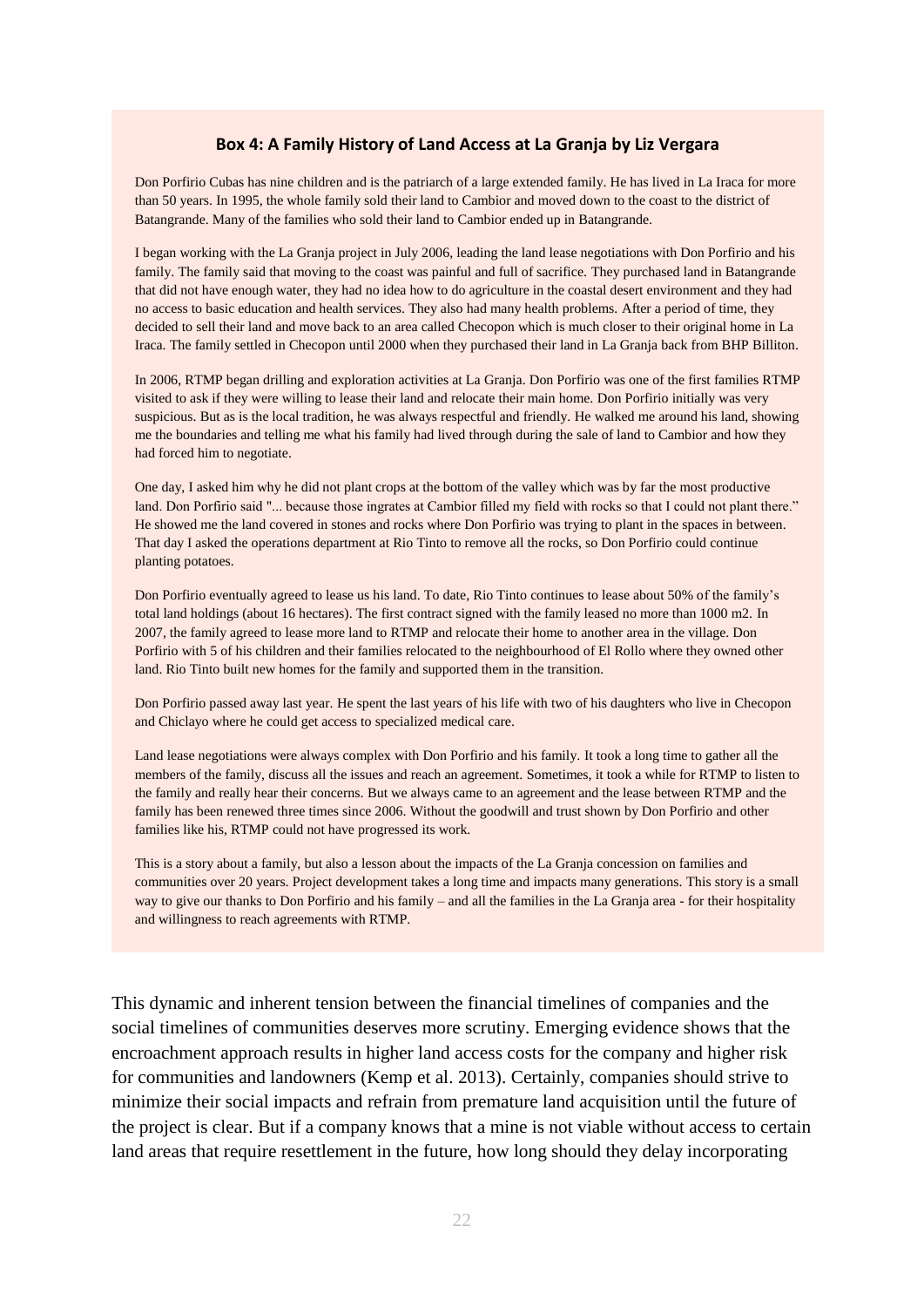### Box 4: A Family History of Land Access at La Granja by Liz Vergara

Don Porfirio Cubas has nine children and is the patriarch of a large extended family. He has lived in La Iraca for more than 50 years. In 1995, the whole family sold their land to Cambior and moved down to the coast to the district of Batangrande. Many of the families who sold their land to Cambior ended up in Batangrande.

I began working with the La Granja project in July 2006, leading the land lease negotiations with Don Porfirio and his family. The family said that moving to the coast was painful and full of sacrifice. They purchased land in Batangrande that did not have enough water, they had no idea how to do agriculture in the coastal desert environment and they had no access to basic education and health services. They also had many health problems. After a period of time, they decided to sell their land and move back to an area called Checopon which is much closer to their original home in La Iraca. The family settled in Checopon until 2000 when they purchased their land in La Granja back from BHP Billiton.

In 2006, RTMP began drilling and exploration activities at La Granja. Don Porfirio was one of the first families RTMP visited to ask if they were willing to lease their land and relocate their main home. Don Porfirio initially was very suspicious. But as is the local tradition, he was always respectful and friendly. He walked me around his land, showing me the boundaries and telling me what his family had lived through during the sale of land to Cambior and how they had forced him to negotiate.

One day, I asked him why he did not plant crops at the bottom of the valley which was by far the most productive land. Don Porfirio said "... because those ingrates at Cambior filled my field with rocks so that I could not plant there." He showed me the land covered in stones and rocks where Don Porfirio was trying to plant in the spaces in between. That day I asked the operations department at Rio Tinto to remove all the rocks, so Don Porfirio could continue planting potatoes.

Don Porfirio eventually agreed to lease us his land. To date, Rio Tinto continues to lease about 50% of the family's total land holdings (about 16 hectares). The first contract signed with the family leased no more than 1000 m2. In 2007, the family agreed to lease more land to RTMP and relocate their home to another area in the village. Don Porfirio with 5 of his children and their families relocated to the neighbourhood of El Rollo where they owned other land. Rio Tinto built new homes for the family and supported them in the transition.

Don Porfirio passed away last year. He spent the last years of his life with two of his daughters who live in Checopon and Chiclayo where he could get access to specialized medical care.

Land lease negotiations were always complex with Don Porfirio and his family. It took a long time to gather all the members of the family, discuss all the issues and reach an agreement. Sometimes, it took a while for RTMP to listen to the family and really hear their concerns. But we always came to an agreement and the lease between RTMP and the family has been renewed three times since 2006. Without the goodwill and trust shown by Don Porfirio and other families like his, RTMP could not have progressed its work.

This is a story about a family, but also a lesson about the impacts of the La Granja concession on families and communities over 20 years. Project development takes a long time and impacts many generations. This story is a small way to give our thanks to Don Porfirio and his family – and all the families in the La Granja area - for their hospitality and willingness to reach agreements with RTMP.

This dynamic and inherent tension between the financial timelines of companies and the social timelines of communities deserves more scrutiny. Emerging evidence shows that the encroachment approach results in higher land access costs for the company and higher risk for communities and landowners (Kemp et al. 2013). Certainly, companies should strive to minimize their social impacts and refrain from premature land acquisition until the future of the project is clear. But if a company knows that a mine is not viable without access to certain land areas that require resettlement in the future, how long should they delay incorporating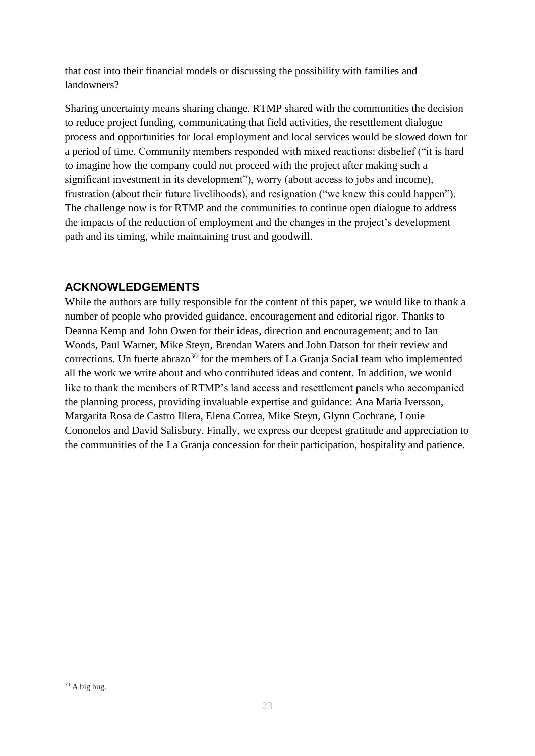that cost into their financial models or discussing the possibility with families and landowners?

Sharing uncertainty means sharing change. RTMP shared with the communities the decision to reduce project funding, communicating that field activities, the resettlement dialogue process and opportunities for local employment and local services would be slowed down for a period of time. Community members responded with mixed reactions: disbelief ("it is hard to imagine how the company could not proceed with the project after making such a significant investment in its development"), worry (about access to jobs and income), frustration (about their future livelihoods), and resignation ("we knew this could happen"). The challenge now is for RTMP and the communities to continue open dialogue to address the impacts of the reduction of employment and the changes in the project's development path and its timing, while maintaining trust and goodwill.

## ACKNOWLEDGEMENTS

While the authors are fully responsible for the content of this paper, we would like to thank a number of people who provided guidance, encouragement and editorial rigor. Thanks to Deanna Kemp and John Owen for their ideas, direction and encouragement; and to Ian Woods, Paul Warner, Mike Steyn, Brendan Waters and John Datson for their review and corrections. Un fuerte abrazo[30] for the members of La Granja Social team who implemented all the work we write about and who contributed ideas and content. In addition, we would like to thank the members of RTMP's land access and resettlement panels who accompanied the planning process, providing invaluable expertise and guidance: Ana Maria Iversson, Margarita Rosa de Castro Illera, Elena Correa, Mike Steyn, Glynn Cochrane, Louie Cononelos and David Salisbury. Finally, we express our deepest gratitude and appreciation to the communities of the La Granja concession for their participation, hospitality and patience.

[30] A big hug.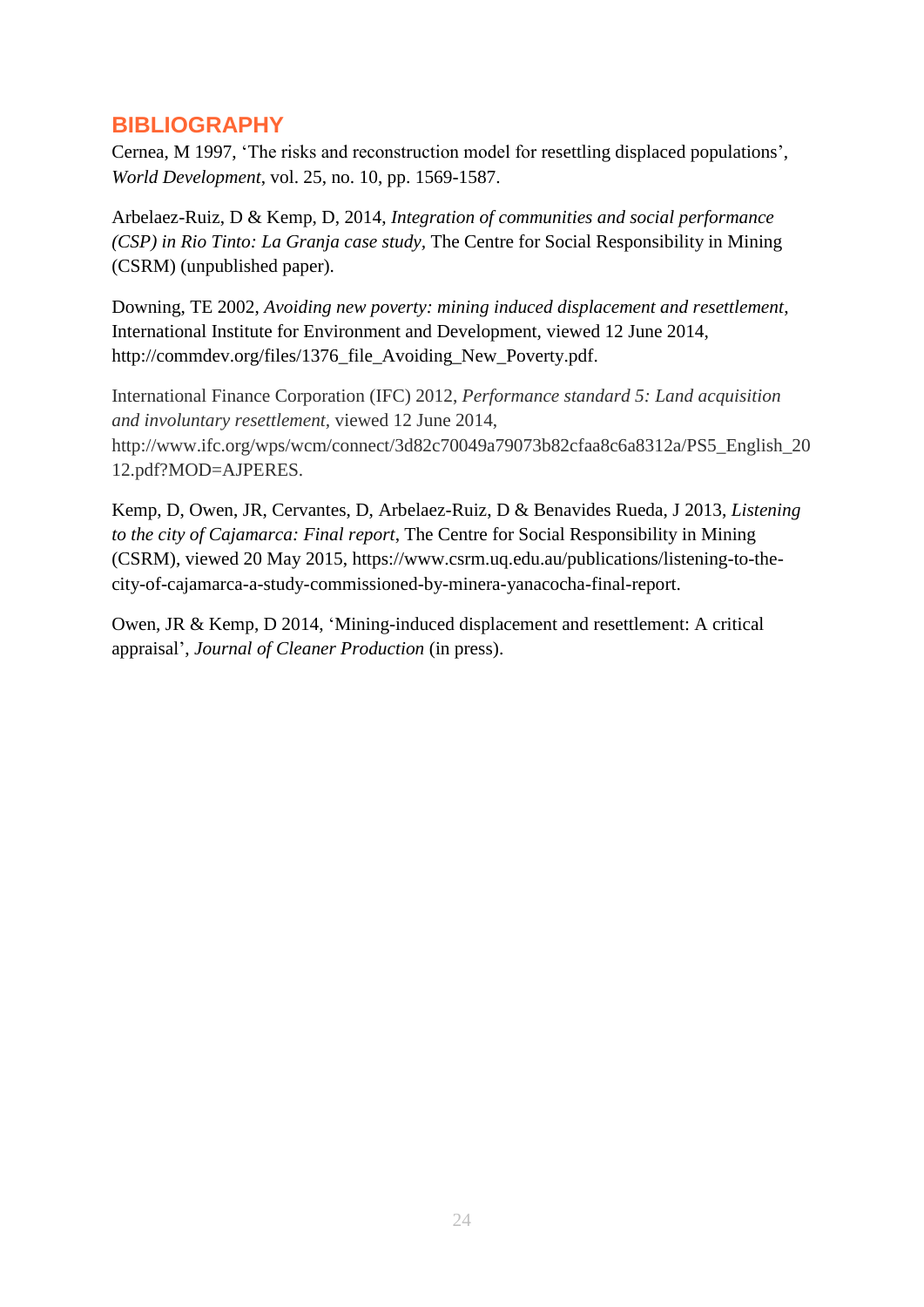## BIBLIOGRAPHY

Cernea, M 1997, 'The risks and reconstruction model for resettling displaced populations', *World Development*, vol. 25, no. 10, pp. 1569-1587.

Arbelaez-Ruiz, D & Kemp, D, 2014, *Integration of communities and social performance (CSP) in Rio Tinto: La Granja case study*, The Centre for Social Responsibility in Mining (CSRM) (unpublished paper).

Downing, TE 2002, *Avoiding new poverty: mining induced displacement and resettlement*, International Institute for Environment and Development, viewed 12 June 2014, http://commdev.org/files/1376_file_Avoiding_New_Poverty.pdf.

International Finance Corporation (IFC) 2012, *Performance standard 5: Land acquisition and involuntary resettlement*, viewed 12 June 2014, http://www.ifc.org/wps/wcm/connect/3d82c70049a79073b82cfaa8c6a8312a/PS5_English_2012.pdf?MOD=AJPERES.

Kemp, D, Owen, JR, Cervantes, D, Arbelaez-Ruiz, D & Benavides Rueda, J 2013, *Listening to the city of Cajamarca: Final report*, The Centre for Social Responsibility in Mining (CSRM), viewed 20 May 2015, https://www.csrm.uq.edu.au/publications/listening-to-the-city-of-cajamarca-a-study-commissioned-by-minera-yanacocha-final-report.

Owen, JR & Kemp, D 2014, 'Mining-induced displacement and resettlement: A critical appraisal', *Journal of Cleaner Production* (in press).